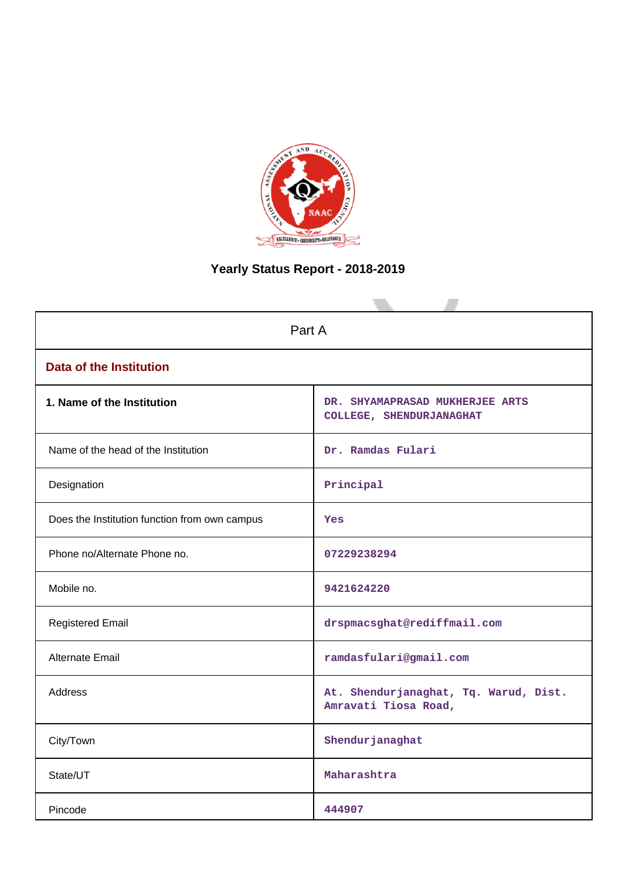# Yearly Status Report - 2018-2019

| Part A | |
|---|---|
| **Data of the Institution** | |
| **1. Name of the Institution** | DR. SHYAMAPRASAD MUKHERJEE ARTS COLLEGE, SHENDURJANAGHAT |
| Name of the head of the Institution | Dr. Ramdas Fulari |
| Designation | Principal |
| Does the Institution function from own campus | Yes |
| Phone no/Alternate Phone no. | 07229238294 |
| Mobile no. | 9421624220 |
| Registered Email | drspmacsghat@rediffmail.com |
| Alternate Email | ramdasfulari@gmail.com |
| Address | At. Shendurjanaghat, Tq. Warud, Dist. Amravati Tiosa Road, |
| City/Town | Shendurjanaghat |
| State/UT | Maharashtra |
| Pincode | 444907 |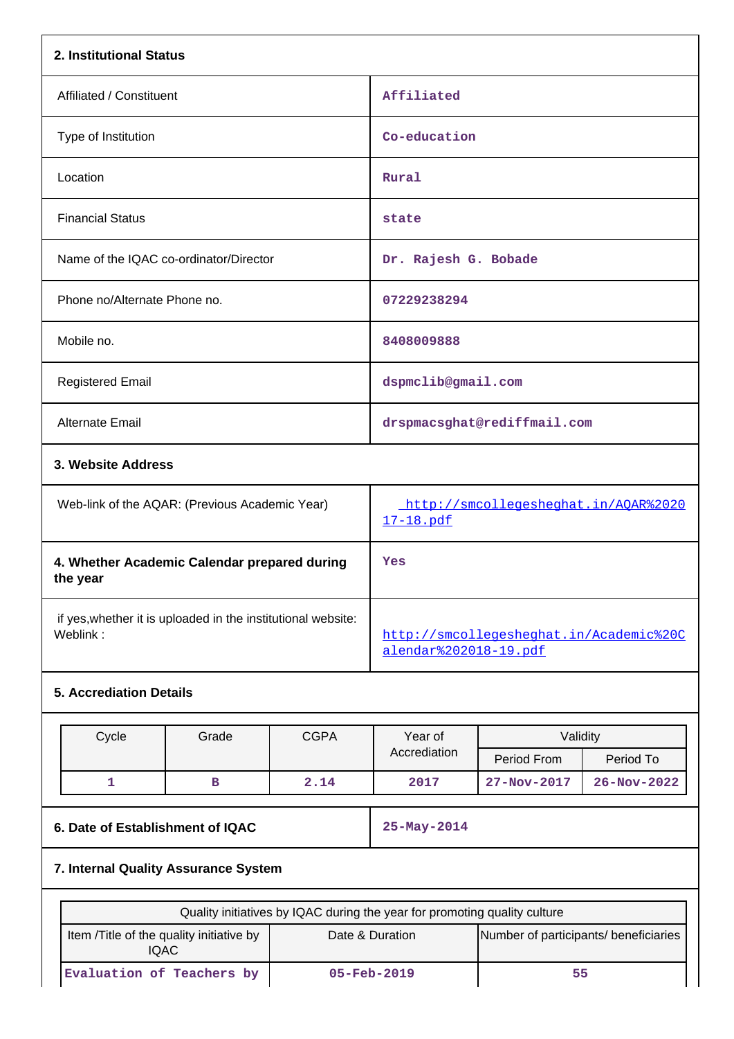## 2. Institutional Status

| | |
|---|---|
| Affiliated / Constituent | Affiliated |
| Type of Institution | Co-education |
| Location | Rural |
| Financial Status | state |
| Name of the IQAC co-ordinator/Director | Dr. Rajesh G. Bobade |
| Phone no/Alternate Phone no. | 07229238294 |
| Mobile no. | 8408009888 |
| Registered Email | dspmclib@gmail.com |
| Alternate Email | drspmacsghat@rediffmail.com |

## 3. Website Address

| | |
|---|---|
| Web-link of the AQAR: (Previous Academic Year) | http://smcollegesheghat.in/AQAR%202017-18.pdf |
| **4. Whether Academic Calendar prepared during the year** | Yes |
| if yes,whether it is uploaded in the institutional website: Weblink : | http://smcollegesheghat.in/Academic%20Calendar%202018-19.pdf |

## 5. Accrediation Details

| Cycle | Grade | CGPA | Year of Accrediation | Validity | |
|---|---|---|---|---|---|
| | | | | Period From | Period To |
| 1 | B | 2.14 | 2017 | 27-Nov-2017 | 26-Nov-2022 |

| | |
|---|---|
| **6. Date of Establishment of IQAC** | 25-May-2014 |

## 7. Internal Quality Assurance System

| Quality initiatives by IQAC during the year for promoting quality culture | | |
|---|---|---|
| Item /Title of the quality initiative by IQAC | Date & Duration | Number of participants/ beneficiaries |
| Evaluation of Teachers by | 05-Feb-2019 | 55 |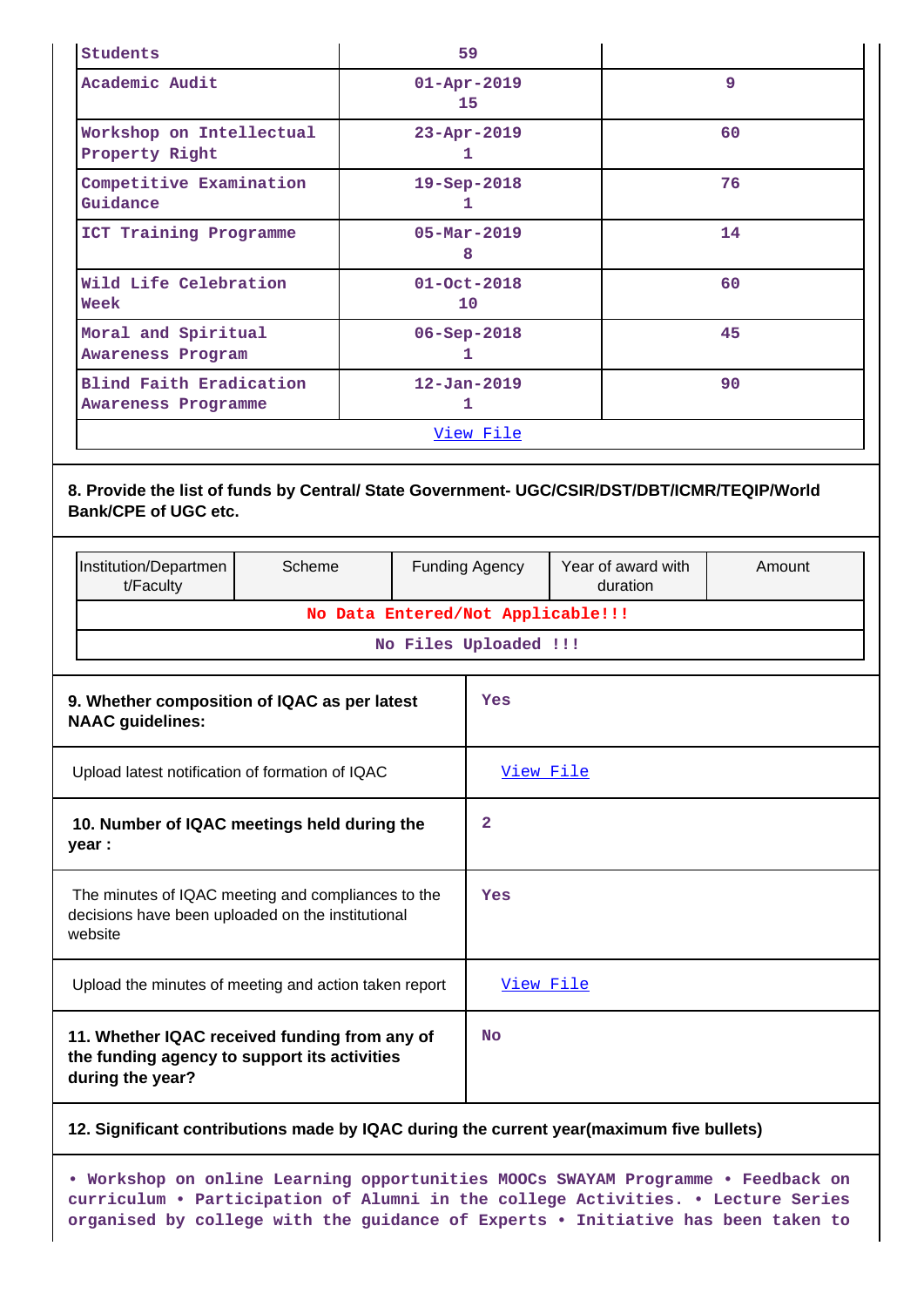| | | |
|---|---|---|
| Students | 59 | |
| Academic Audit | 01-Apr-2019<br>15 | 9 |
| Workshop on Intellectual Property Right | 23-Apr-2019<br>1 | 60 |
| Competitive Examination Guidance | 19-Sep-2018<br>1 | 76 |
| ICT Training Programme | 05-Mar-2019<br>8 | 14 |
| Wild Life Celebration Week | 01-Oct-2018<br>10 | 60 |
| Moral and Spiritual Awareness Program | 06-Sep-2018<br>1 | 45 |
| Blind Faith Eradication Awareness Programme | 12-Jan-2019<br>1 | 90 |
| View File | | |

**8. Provide the list of funds by Central/ State Government- UGC/CSIR/DST/DBT/ICMR/TEQIP/World Bank/CPE of UGC etc.**

| Institution/Department/Faculty | Scheme | Funding Agency | Year of award with duration | Amount |
|---|---|---|---|---|
| No Data Entered/Not Applicable!!! | | | | |
| No Files Uploaded !!! | | | | |

| | |
|---|---|
| **9. Whether composition of IQAC as per latest NAAC guidelines:** | Yes |
| Upload latest notification of formation of IQAC | View File |
| **10. Number of IQAC meetings held during the year :** | 2 |
| The minutes of IQAC meeting and compliances to the decisions have been uploaded on the institutional website | Yes |
| Upload the minutes of meeting and action taken report | View File |
| **11. Whether IQAC received funding from any of the funding agency to support its activities during the year?** | No |

**12. Significant contributions made by IQAC during the current year(maximum five bullets)**

• Workshop on online Learning opportunities MOOCs SWAYAM Programme • Feedback on curriculum • Participation of Alumni in the college Activities. • Lecture Series organised by college with the guidance of Experts • Initiative has been taken to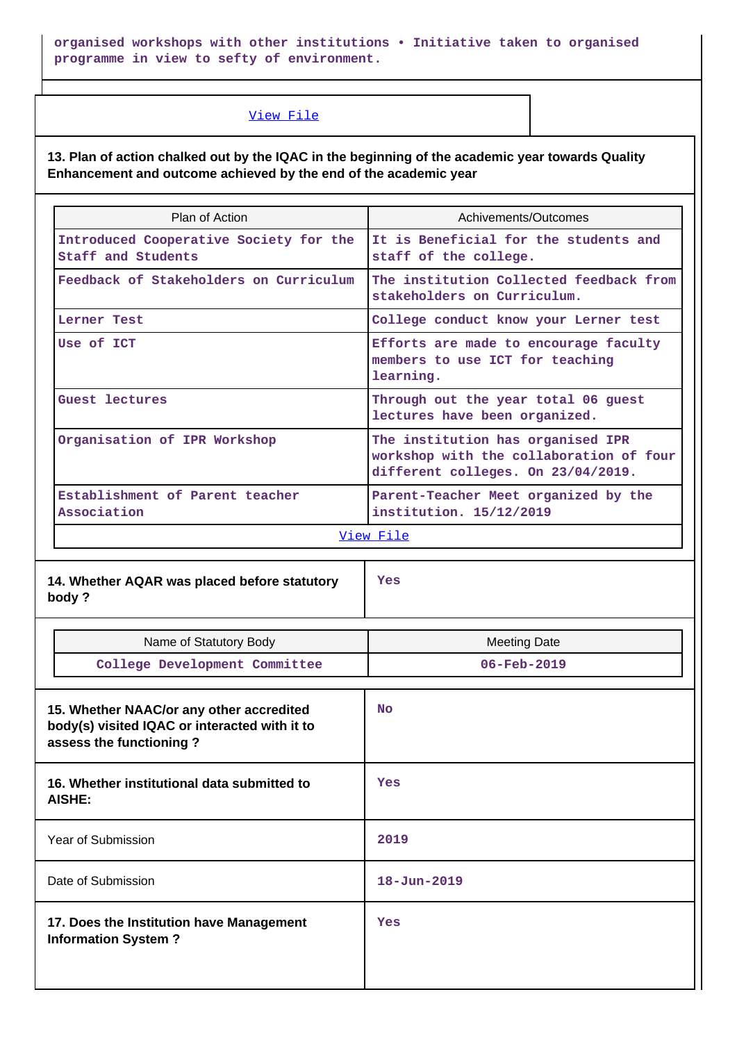organised workshops with other institutions • Initiative taken to organised programme in view to sefty of environment.

View File

**13. Plan of action chalked out by the IQAC in the beginning of the academic year towards Quality Enhancement and outcome achieved by the end of the academic year**

| Plan of Action | Achivements/Outcomes |
|---|---|
| Introduced Cooperative Society for the Staff and Students | It is Beneficial for the students and staff of the college. |
| Feedback of Stakeholders on Curriculum | The institution Collected feedback from stakeholders on Curriculum. |
| Lerner Test | College conduct know your Lerner test |
| Use of ICT | Efforts are made to encourage faculty members to use ICT for teaching learning. |
| Guest lectures | Through out the year total 06 guest lectures have been organized. |
| Organisation of IPR Workshop | The institution has organised IPR workshop with the collaboration of four different colleges. On 23/04/2019. |
| Establishment of Parent teacher Association | Parent-Teacher Meet organized by the institution. 15/12/2019 |
| View File | |

| **14. Whether AQAR was placed before statutory body ?** | Yes |
|---|---|

| Name of Statutory Body | Meeting Date |
|---|---|
| College Development Committee | 06-Feb-2019 |

| **15. Whether NAAC/or any other accredited body(s) visited IQAC or interacted with it to assess the functioning ?** | No |
|---|---|
| **16. Whether institutional data submitted to AISHE:** | Yes |
| Year of Submission | 2019 |
| Date of Submission | 18-Jun-2019 |
| **17. Does the Institution have Management Information System ?** | Yes |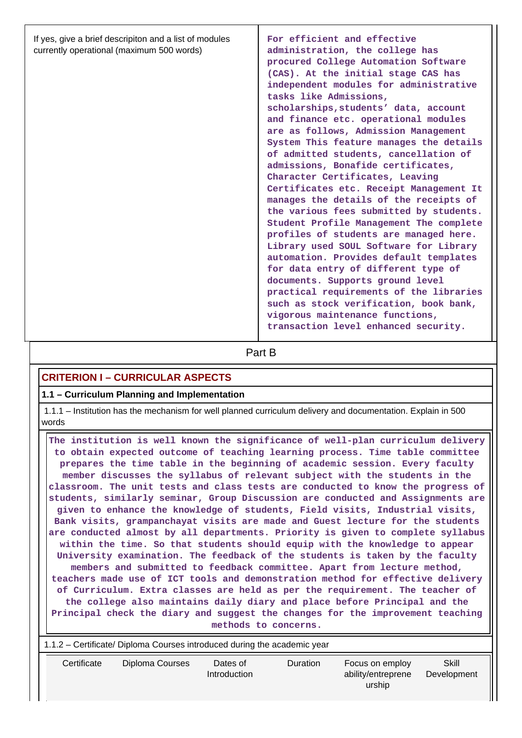| If yes, give a brief descripiton and a list of modules currently operational (maximum 500 words) | For efficient and effective administration, the college has procured College Automation Software (CAS). At the initial stage CAS has independent modules for administrative tasks like Admissions, scholarships,students' data, account and finance etc. operational modules are as follows, Admission Management System This feature manages the details of admitted students, cancellation of admissions, Bonafide certificates, Character Certificates, Leaving Certificates etc. Receipt Management It manages the details of the receipts of the various fees submitted by students. Student Profile Management The complete profiles of students are managed here. Library used SOUL Software for Library automation. Provides default templates for data entry of different type of documents. Supports ground level practical requirements of the libraries such as stock verification, book bank, vigorous maintenance functions, transaction level enhanced security. |
|---|---|

Part B

## CRITERION I – CURRICULAR ASPECTS

### 1.1 – Curriculum Planning and Implementation

1.1.1 – Institution has the mechanism for well planned curriculum delivery and documentation. Explain in 500 words

The institution is well known the significance of well-plan curriculum delivery to obtain expected outcome of teaching learning process. Time table committee prepares the time table in the beginning of academic session. Every faculty member discusses the syllabus of relevant subject with the students in the classroom. The unit tests and class tests are conducted to know the progress of students, similarly seminar, Group Discussion are conducted and Assignments are given to enhance the knowledge of students, Field visits, Industrial visits, Bank visits, grampanchayat visits are made and Guest lecture for the students are conducted almost by all departments. Priority is given to complete syllabus within the time. So that students should equip with the knowledge to appear University examination. The feedback of the students is taken by the faculty members and submitted to feedback committee. Apart from lecture method, teachers made use of ICT tools and demonstration method for effective delivery of Curriculum. Extra classes are held as per the requirement. The teacher of the college also maintains daily diary and place before Principal and the Principal check the diary and suggest the changes for the improvement teaching methods to concerns.

1.1.2 – Certificate/ Diploma Courses introduced during the academic year

| Certificate | Diploma Courses | Dates of Introduction | Duration | Focus on employ ability/entrepreneurship | Skill Development |
|---|---|---|---|---|---|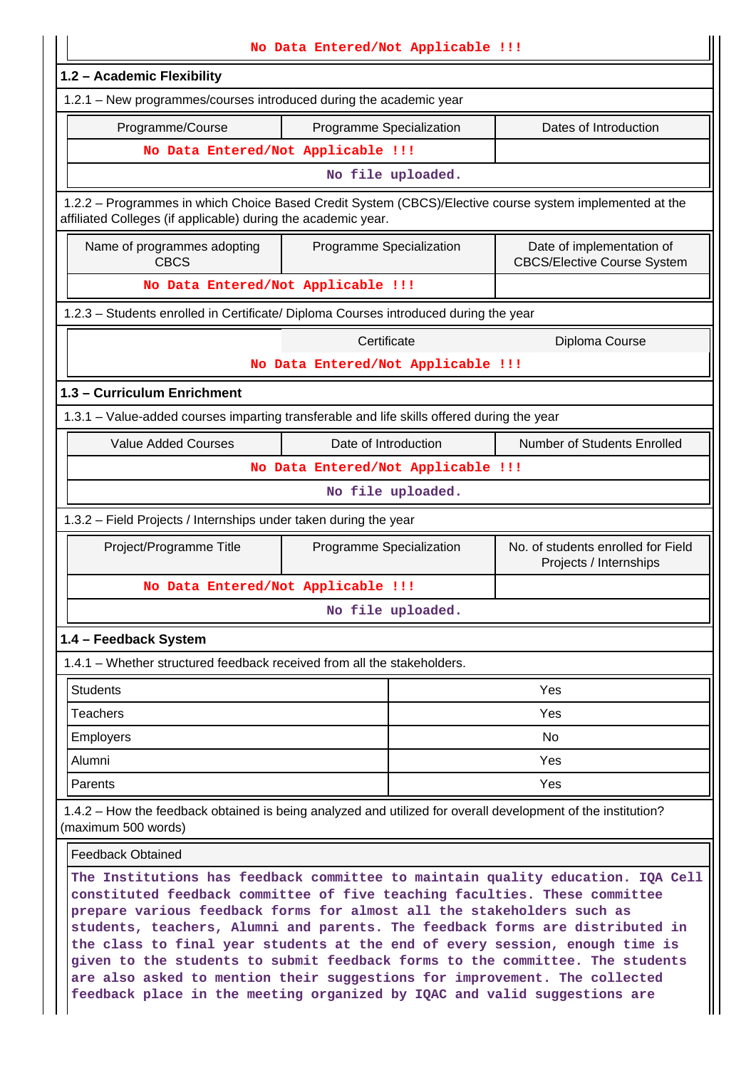No Data Entered/Not Applicable !!!

**1.2 – Academic Flexibility**

1.2.1 – New programmes/courses introduced during the academic year

| Programme/Course | Programme Specialization | Dates of Introduction |
|---|---|---|
| No Data Entered/Not Applicable !!! | | |
| No file uploaded. | | |

1.2.2 – Programmes in which Choice Based Credit System (CBCS)/Elective course system implemented at the affiliated Colleges (if applicable) during the academic year.

| Name of programmes adopting CBCS | Programme Specialization | Date of implementation of CBCS/Elective Course System |
|---|---|---|
| No Data Entered/Not Applicable !!! | | |

1.2.3 – Students enrolled in Certificate/ Diploma Courses introduced during the year

| | Certificate | Diploma Course |
|---|---|---|
| No Data Entered/Not Applicable !!! | | |

**1.3 – Curriculum Enrichment**

1.3.1 – Value-added courses imparting transferable and life skills offered during the year

| Value Added Courses | Date of Introduction | Number of Students Enrolled |
|---|---|---|
| No Data Entered/Not Applicable !!! | | |
| No file uploaded. | | |

1.3.2 – Field Projects / Internships under taken during the year

| Project/Programme Title | Programme Specialization | No. of students enrolled for Field Projects / Internships |
|---|---|---|
| No Data Entered/Not Applicable !!! | | |
| No file uploaded. | | |

**1.4 – Feedback System**

1.4.1 – Whether structured feedback received from all the stakeholders.

| | |
|---|---|
| Students | Yes |
| Teachers | Yes |
| Employers | No |
| Alumni | Yes |
| Parents | Yes |

1.4.2 – How the feedback obtained is being analyzed and utilized for overall development of the institution? (maximum 500 words)

Feedback Obtained

The Institutions has feedback committee to maintain quality education. IQA Cell constituted feedback committee of five teaching faculties. These committee prepare various feedback forms for almost all the stakeholders such as students, teachers, Alumni and parents. The feedback forms are distributed in the class to final year students at the end of every session, enough time is given to the students to submit feedback forms to the committee. The students are also asked to mention their suggestions for improvement. The collected feedback place in the meeting organized by IQAC and valid suggestions are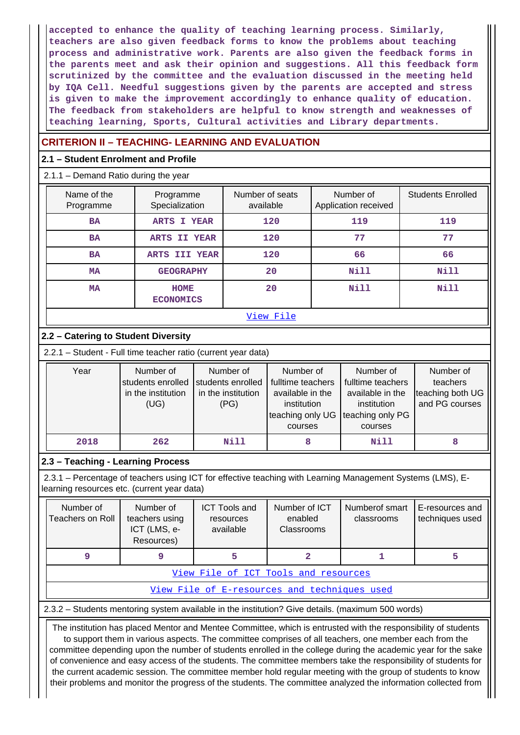accepted to enhance the quality of teaching learning process. Similarly, teachers are also given feedback forms to know the problems about teaching process and administrative work. Parents are also given the feedback forms in the parents meet and ask their opinion and suggestions. All this feedback form scrutinized by the committee and the evaluation discussed in the meeting held by IQA Cell. Needful suggestions given by the parents are accepted and stress is given to make the improvement accordingly to enhance quality of education. The feedback from stakeholders are helpful to know strength and weaknesses of teaching learning, Sports, Cultural activities and Library departments.

## CRITERION II – TEACHING- LEARNING AND EVALUATION

### 2.1 – Student Enrolment and Profile

2.1.1 – Demand Ratio during the year

| Name of the Programme | Programme Specialization | Number of seats available | Number of Application received | Students Enrolled |
|---|---|---|---|---|
| BA | ARTS I YEAR | 120 | 119 | 119 |
| BA | ARTS II YEAR | 120 | 77 | 77 |
| BA | ARTS III YEAR | 120 | 66 | 66 |
| MA | GEOGRAPHY | 20 | Nill | Nill |
| MA | HOME ECONOMICS | 20 | Nill | Nill |

View File

### 2.2 – Catering to Student Diversity

2.2.1 – Student - Full time teacher ratio (current year data)

| Year | Number of students enrolled in the institution (UG) | Number of students enrolled in the institution (PG) | Number of fulltime teachers available in the institution teaching only UG courses | Number of fulltime teachers available in the institution teaching only PG courses | Number of teachers teaching both UG and PG courses |
|---|---|---|---|---|---|
| 2018 | 262 | Nill | 8 | Nill | 8 |

### 2.3 – Teaching - Learning Process

2.3.1 – Percentage of teachers using ICT for effective teaching with Learning Management Systems (LMS), E-learning resources etc. (current year data)

| Number of Teachers on Roll | Number of teachers using ICT (LMS, e-Resources) | ICT Tools and resources available | Number of ICT enabled Classrooms | Numberof smart classrooms | E-resources and techniques used |
|---|---|---|---|---|---|
| 9 | 9 | 5 | 2 | 1 | 5 |

View File of ICT Tools and resources

View File of E-resources and techniques used

2.3.2 – Students mentoring system available in the institution? Give details. (maximum 500 words)

The institution has placed Mentor and Mentee Committee, which is entrusted with the responsibility of students to support them in various aspects. The committee comprises of all teachers, one member each from the committee depending upon the number of students enrolled in the college during the academic year for the sake of convenience and easy access of the students. The committee members take the responsibility of students for the current academic session. The committee member hold regular meeting with the group of students to know their problems and monitor the progress of the students. The committee analyzed the information collected from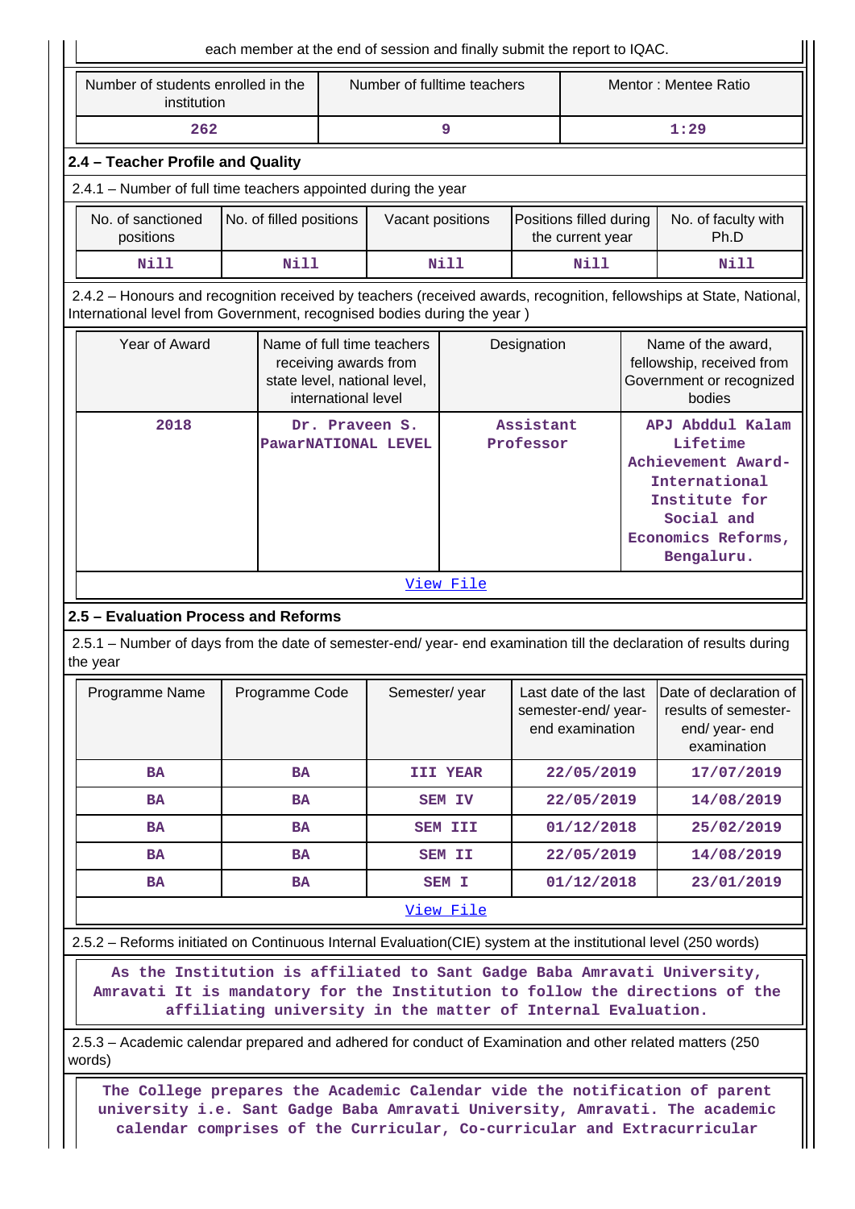each member at the end of session and finally submit the report to IQAC.

| Number of students enrolled in the institution | Number of fulltime teachers | Mentor : Mentee Ratio |
|---|---|---|
| 262 | 9 | 1:29 |

### 2.4 – Teacher Profile and Quality

2.4.1 – Number of full time teachers appointed during the year

| No. of sanctioned positions | No. of filled positions | Vacant positions | Positions filled during the current year | No. of faculty with Ph.D |
|---|---|---|---|---|
| Nill | Nill | Nill | Nill | Nill |

2.4.2 – Honours and recognition received by teachers (received awards, recognition, fellowships at State, National, International level from Government, recognised bodies during the year )

| Year of Award | Name of full time teachers receiving awards from state level, national level, international level | Designation | Name of the award, fellowship, received from Government or recognized bodies |
|---|---|---|---|
| 2018 | Dr. Praveen S. PawarNATIONAL LEVEL | Assistant Professor | APJ Abddul Kalam Lifetime Achievement Award-International Institute for Social and Economics Reforms, Bengaluru. |

View File

### 2.5 – Evaluation Process and Reforms

2.5.1 – Number of days from the date of semester-end/ year- end examination till the declaration of results during the year

| Programme Name | Programme Code | Semester/ year | Last date of the last semester-end/ year- end examination | Date of declaration of results of semester-end/ year- end examination |
|---|---|---|---|---|
| BA | BA | III YEAR | 22/05/2019 | 17/07/2019 |
| BA | BA | SEM IV | 22/05/2019 | 14/08/2019 |
| BA | BA | SEM III | 01/12/2018 | 25/02/2019 |
| BA | BA | SEM II | 22/05/2019 | 14/08/2019 |
| BA | BA | SEM I | 01/12/2018 | 23/01/2019 |

View File

2.5.2 – Reforms initiated on Continuous Internal Evaluation(CIE) system at the institutional level (250 words)

As the Institution is affiliated to Sant Gadge Baba Amravati University, Amravati It is mandatory for the Institution to follow the directions of the affiliating university in the matter of Internal Evaluation.

2.5.3 – Academic calendar prepared and adhered for conduct of Examination and other related matters (250 words)

The College prepares the Academic Calendar vide the notification of parent university i.e. Sant Gadge Baba Amravati University, Amravati. The academic calendar comprises of the Curricular, Co-curricular and Extracurricular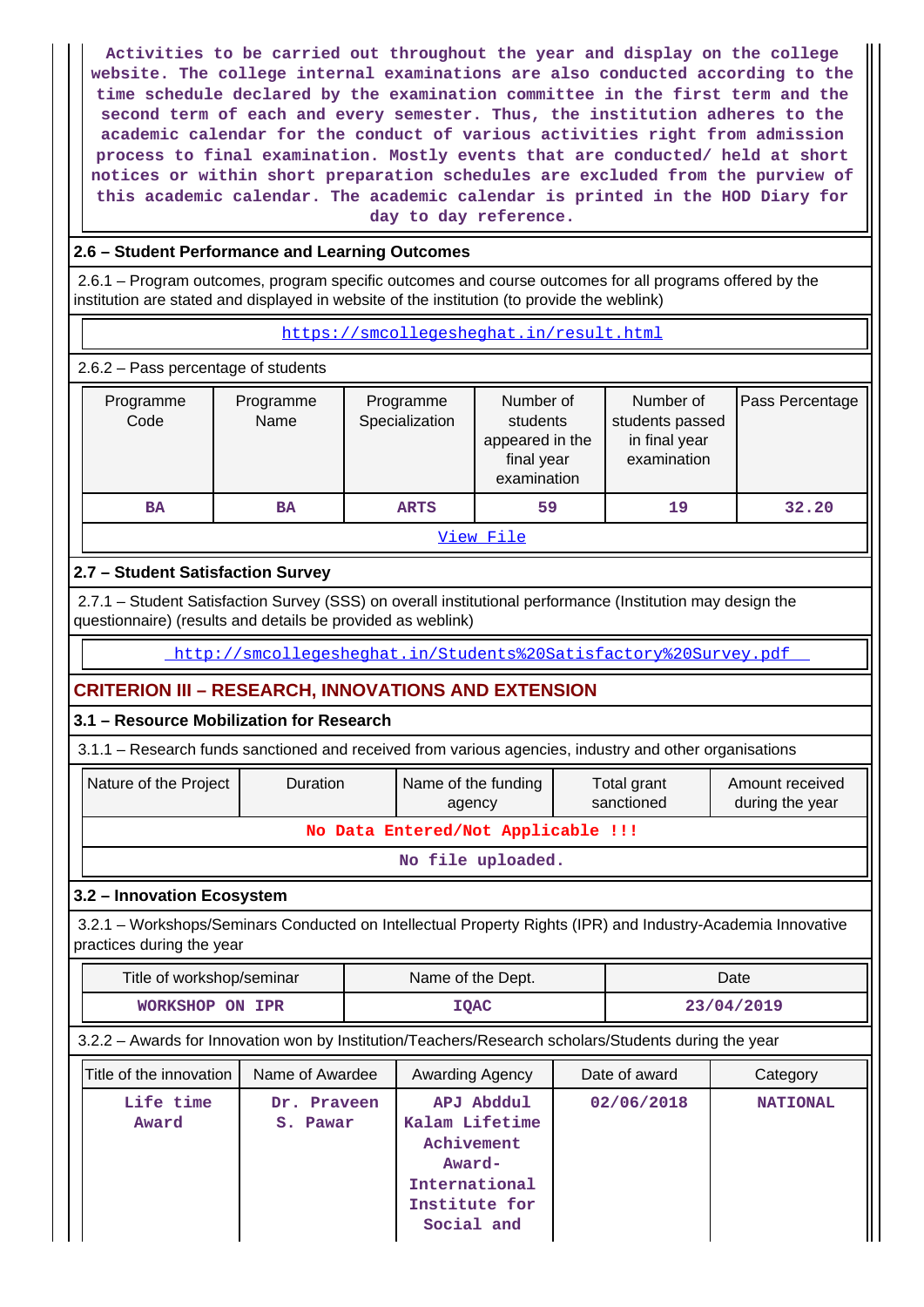Activities to be carried out throughout the year and display on the college website. The college internal examinations are also conducted according to the time schedule declared by the examination committee in the first term and the second term of each and every semester. Thus, the institution adheres to the academic calendar for the conduct of various activities right from admission process to final examination. Mostly events that are conducted/ held at short notices or within short preparation schedules are excluded from the purview of this academic calendar. The academic calendar is printed in the HOD Diary for day to day reference.

### 2.6 – Student Performance and Learning Outcomes

2.6.1 – Program outcomes, program specific outcomes and course outcomes for all programs offered by the institution are stated and displayed in website of the institution (to provide the weblink)

https://smcollegesheghat.in/result.html

2.6.2 – Pass percentage of students

| Programme Code | Programme Name | Programme Specialization | Number of students appeared in the final year examination | Number of students passed in final year examination | Pass Percentage |
|---|---|---|---|---|---|
| BA | BA | ARTS | 59 | 19 | 32.20 |

View File

### 2.7 – Student Satisfaction Survey

2.7.1 – Student Satisfaction Survey (SSS) on overall institutional performance (Institution may design the questionnaire) (results and details be provided as weblink)

http://smcollegesheghat.in/Students%20Satisfactory%20Survey.pdf

## CRITERION III – RESEARCH, INNOVATIONS AND EXTENSION

### 3.1 – Resource Mobilization for Research

3.1.1 – Research funds sanctioned and received from various agencies, industry and other organisations

| Nature of the Project | Duration | Name of the funding agency | Total grant sanctioned | Amount received during the year |
|---|---|---|---|---|
| No Data Entered/Not Applicable !!! | | | | |

No file uploaded.

### 3.2 – Innovation Ecosystem

3.2.1 – Workshops/Seminars Conducted on Intellectual Property Rights (IPR) and Industry-Academia Innovative practices during the year

| Title of workshop/seminar | Name of the Dept. | Date |
|---|---|---|
| WORKSHOP ON IPR | IQAC | 23/04/2019 |

3.2.2 – Awards for Innovation won by Institution/Teachers/Research scholars/Students during the year

| Title of the innovation | Name of Awardee | Awarding Agency | Date of award | Category |
|---|---|---|---|---|
| Life time Award | Dr. Praveen S. Pawar | APJ Abddul Kalam Lifetime Achivement Award-International Institute for Social and | 02/06/2018 | NATIONAL |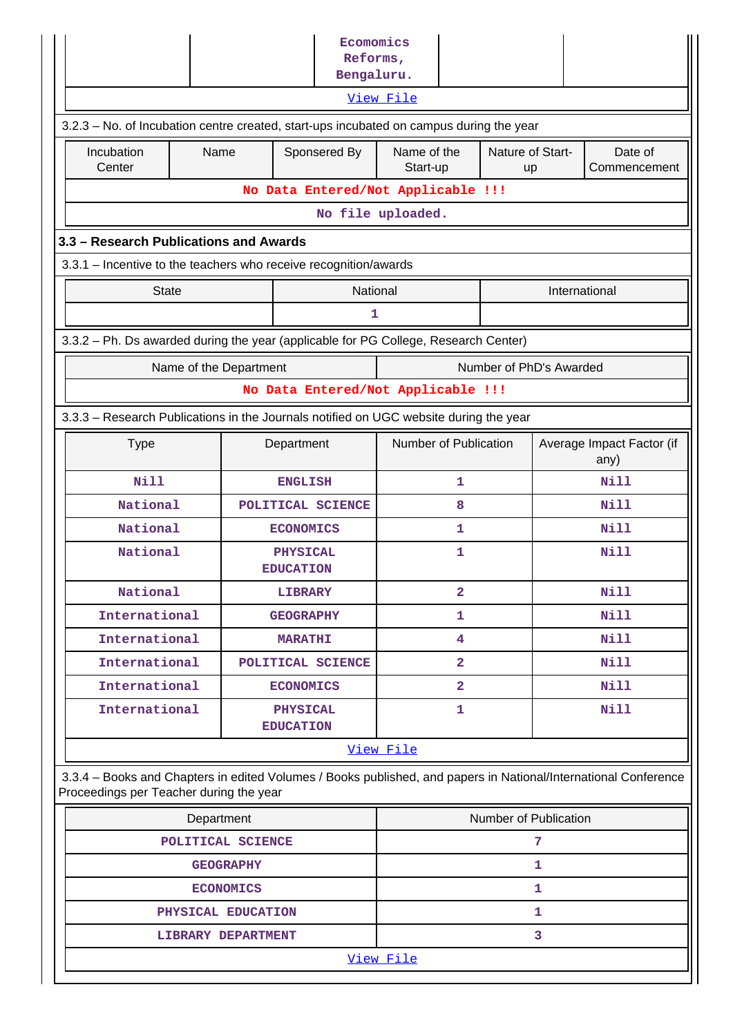| | | Ecomomics Reforms, Bengaluru. | | |
|---|---|---|---|---|
| View File | | | | |

3.2.3 – No. of Incubation centre created, start-ups incubated on campus during the year

| Incubation Center | Name | Sponsered By | Name of the Start-up | Nature of Start-up | Date of Commencement |
|---|---|---|---|---|---|
| No Data Entered/Not Applicable !!! | | | | | |
| No file uploaded. | | | | | |

### 3.3 – Research Publications and Awards

3.3.1 – Incentive to the teachers who receive recognition/awards

| State | National | International |
|---|---|---|
| | 1 | |

3.3.2 – Ph. Ds awarded during the year (applicable for PG College, Research Center)

| Name of the Department | Number of PhD's Awarded |
|---|---|
| No Data Entered/Not Applicable !!! | |

3.3.3 – Research Publications in the Journals notified on UGC website during the year

| Type | Department | Number of Publication | Average Impact Factor (if any) |
|---|---|---|---|
| Nill | ENGLISH | 1 | Nill |
| National | POLITICAL SCIENCE | 8 | Nill |
| National | ECONOMICS | 1 | Nill |
| National | PHYSICAL EDUCATION | 1 | Nill |
| National | LIBRARY | 2 | Nill |
| International | GEOGRAPHY | 1 | Nill |
| International | MARATHI | 4 | Nill |
| International | POLITICAL SCIENCE | 2 | Nill |
| International | ECONOMICS | 2 | Nill |
| International | PHYSICAL EDUCATION | 1 | Nill |
| View File | | | |

3.3.4 – Books and Chapters in edited Volumes / Books published, and papers in National/International Conference Proceedings per Teacher during the year

| Department | Number of Publication |
|---|---|
| POLITICAL SCIENCE | 7 |
| GEOGRAPHY | 1 |
| ECONOMICS | 1 |
| PHYSICAL EDUCATION | 1 |
| LIBRARY DEPARTMENT | 3 |
| View File | |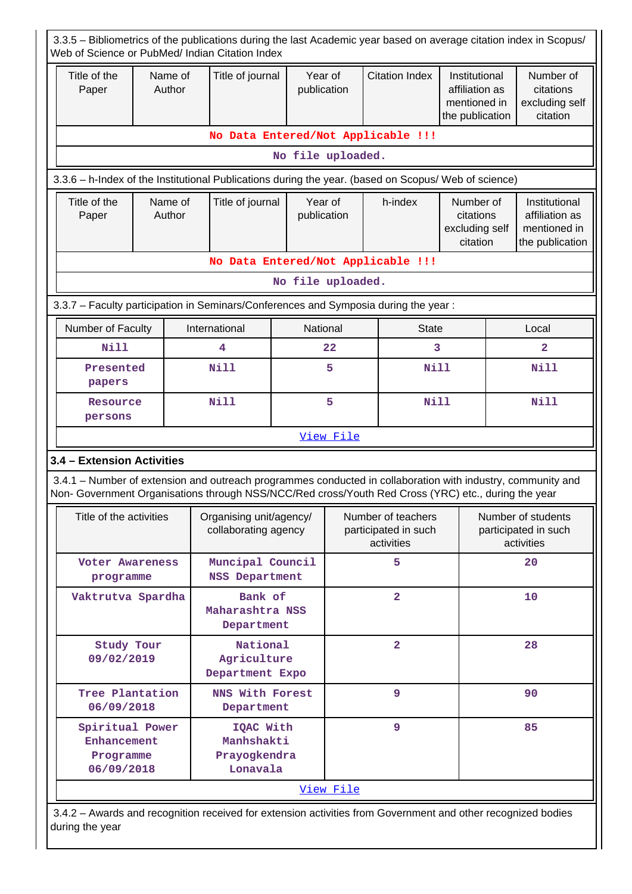3.3.5 – Bibliometrics of the publications during the last Academic year based on average citation index in Scopus/ Web of Science or PubMed/ Indian Citation Index

| Title of the Paper | Name of Author | Title of journal | Year of publication | Citation Index | Institutional affiliation as mentioned in the publication | Number of citations excluding self citation |
|---|---|---|---|---|---|---|
| No Data Entered/Not Applicable !!! | | | | | | |
| No file uploaded. | | | | | | |

3.3.6 – h-Index of the Institutional Publications during the year. (based on Scopus/ Web of science)

| Title of the Paper | Name of Author | Title of journal | Year of publication | h-index | Number of citations excluding self citation | Institutional affiliation as mentioned in the publication |
|---|---|---|---|---|---|---|
| No Data Entered/Not Applicable !!! | | | | | | |
| No file uploaded. | | | | | | |

3.3.7 – Faculty participation in Seminars/Conferences and Symposia during the year :

| Number of Faculty | International | National | State | Local |
|---|---|---|---|---|
| Nill | 4 | 22 | 3 | 2 |
| Presented papers | Nill | 5 | Nill | Nill |
| Resource persons | Nill | 5 | Nill | Nill |
| View File | | | | |

### 3.4 – Extension Activities

3.4.1 – Number of extension and outreach programmes conducted in collaboration with industry, community and Non- Government Organisations through NSS/NCC/Red cross/Youth Red Cross (YRC) etc., during the year

| Title of the activities | Organising unit/agency/ collaborating agency | Number of teachers participated in such activities | Number of students participated in such activities |
|---|---|---|---|
| Voter Awareness programme | Muncipal Council NSS Department | 5 | 20 |
| Vaktrutva Spardha | Bank of Maharashtra NSS Department | 2 | 10 |
| Study Tour 09/02/2019 | National Agriculture Department Expo | 2 | 28 |
| Tree Plantation 06/09/2018 | NNS With Forest Department | 9 | 90 |
| Spiritual Power Enhancement Programme 06/09/2018 | IQAC With Manhshakti Prayogkendra Lonavala | 9 | 85 |
| View File | | | |

3.4.2 – Awards and recognition received for extension activities from Government and other recognized bodies during the year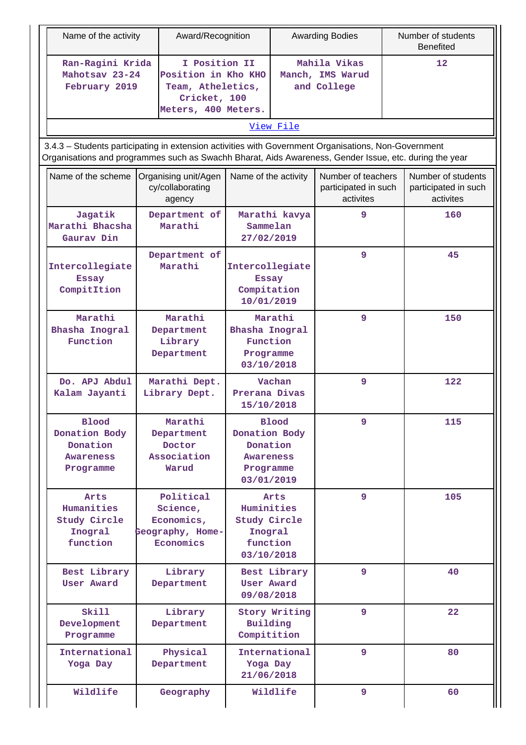| Name of the activity | Award/Recognition | Awarding Bodies | Number of students Benefited |
|---|---|---|---|
| Ran-Ragini Krida Mahotsav 23-24 February 2019 | I Position II Position in Kho KHO Team, Atheletics, Cricket, 100 Meters, 400 Meters. | Mahila Vikas Manch, IMS Warud and College | 12 |

View File

3.4.3 – Students participating in extension activities with Government Organisations, Non-Government Organisations and programmes such as Swachh Bharat, Aids Awareness, Gender Issue, etc. during the year

| Name of the scheme | Organising unit/Agency/collaborating agency | Name of the activity | Number of teachers participated in such activites | Number of students participated in such activites |
|---|---|---|---|---|
| Jagatik Marathi Bhacsha Gaurav Din | Department of Marathi | Marathi kavya Sammelan 27/02/2019 | 9 | 160 |
| Intercollegiate Essay CompitItion | Department of Marathi | Intercollegiate Essay Compitation 10/01/2019 | 9 | 45 |
| Marathi Bhasha Inogral Function | Marathi Department Library Department | Marathi Bhasha Inogral Function Programme 03/10/2018 | 9 | 150 |
| Do. APJ Abdul Kalam Jayanti | Marathi Dept. Library Dept. | Vachan Prerana Divas 15/10/2018 | 9 | 122 |
| Blood Donation Body Donation Awareness Programme | Marathi Department Doctor Association Warud | Blood Donation Body Donation Awareness Programme 03/01/2019 | 9 | 115 |
| Arts Humanities Study Circle Inogral function | Political Science, Economics, Geography, Home-Economics | Arts Huminities Study Circle Inogral function 03/10/2018 | 9 | 105 |
| Best Library User Award | Library Department | Best Library User Award 09/08/2018 | 9 | 40 |
| Skill Development Programme | Library Department | Story Writing Building Compitition | 9 | 22 |
| International Yoga Day | Physical Department | International Yoga Day 21/06/2018 | 9 | 80 |
| Wildlife | Geography | Wildlife | 9 | 60 |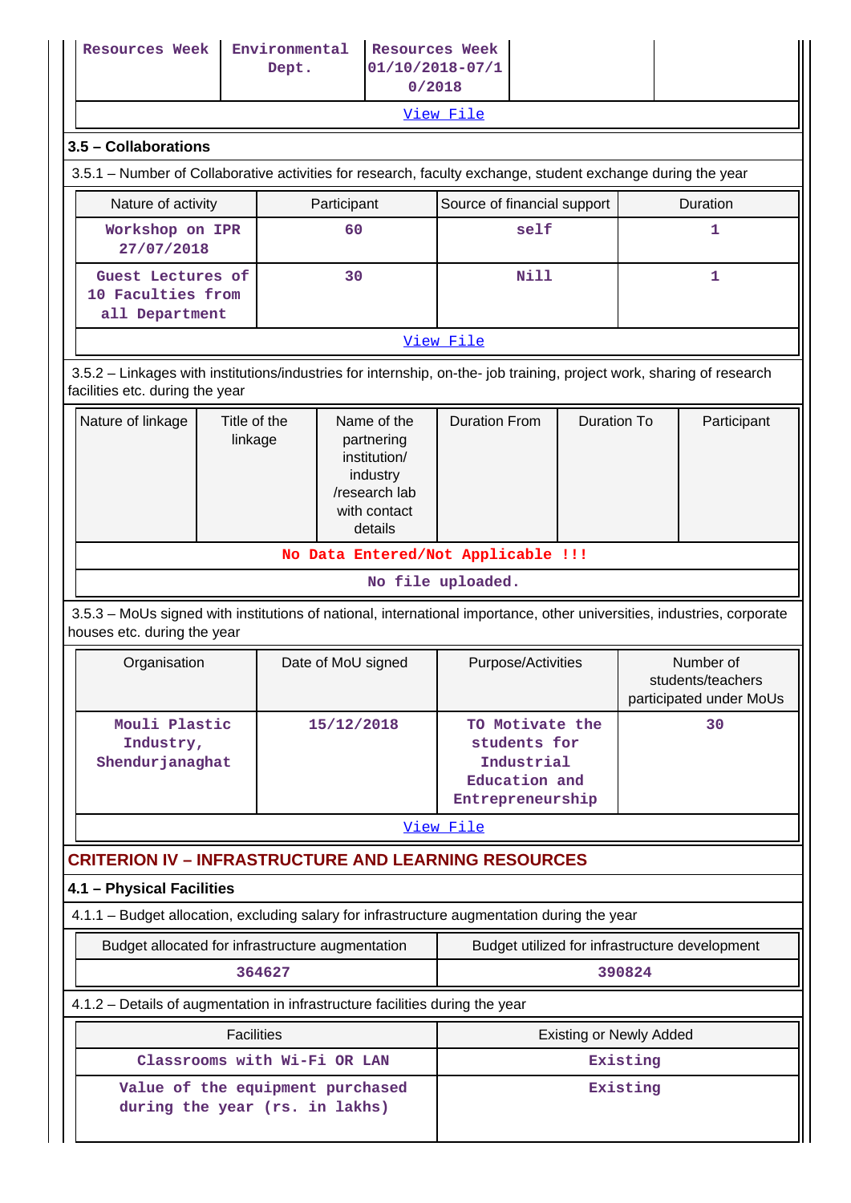| Resources Week | Environmental Dept. | Resources Week 01/10/2018-07/10/2018 | | |
|---|---|---|---|---|

[View File]

### 3.5 – Collaborations

3.5.1 – Number of Collaborative activities for research, faculty exchange, student exchange during the year

| Nature of activity | Participant | Source of financial support | Duration |
|---|---|---|---|
| Workshop on IPR 27/07/2018 | 60 | self | 1 |
| Guest Lectures of 10 Faculties from all Department | 30 | Nill | 1 |

[View File]

3.5.2 – Linkages with institutions/industries for internship, on-the- job training, project work, sharing of research facilities etc. during the year

| Nature of linkage | Title of the linkage | Name of the partnering institution/ industry /research lab with contact details | Duration From | Duration To | Participant |
|---|---|---|---|---|---|

No Data Entered/Not Applicable !!!

No file uploaded.

3.5.3 – MoUs signed with institutions of national, international importance, other universities, industries, corporate houses etc. during the year

| Organisation | Date of MoU signed | Purpose/Activities | Number of students/teachers participated under MoUs |
|---|---|---|---|
| Mouli Plastic Industry, Shendurjanaghat | 15/12/2018 | TO Motivate the students for Industrial Education and Entrepreneurship | 30 |

[View File]

## CRITERION IV – INFRASTRUCTURE AND LEARNING RESOURCES

### 4.1 – Physical Facilities

4.1.1 – Budget allocation, excluding salary for infrastructure augmentation during the year

| Budget allocated for infrastructure augmentation | Budget utilized for infrastructure development |
|---|---|
| 364627 | 390824 |

4.1.2 – Details of augmentation in infrastructure facilities during the year

| Facilities | Existing or Newly Added |
|---|---|
| Classrooms with Wi-Fi OR LAN | Existing |
| Value of the equipment purchased during the year (rs. in lakhs) | Existing |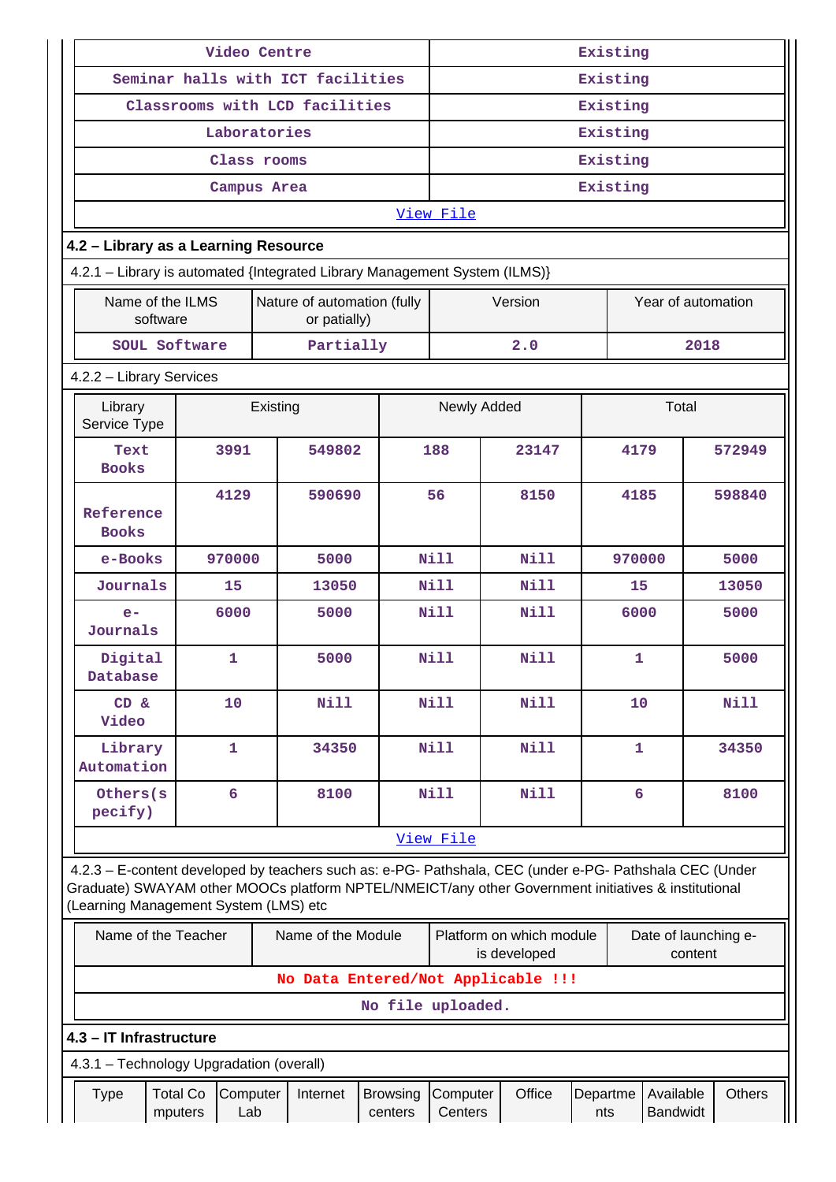| | |
|---|---|
| Video Centre | Existing |
| Seminar halls with ICT facilities | Existing |
| Classrooms with LCD facilities | Existing |
| Laboratories | Existing |
| Class rooms | Existing |
| Campus Area | Existing |

View File

## 4.2 – Library as a Learning Resource

4.2.1 – Library is automated {Integrated Library Management System (ILMS)}

| Name of the ILMS software | Nature of automation (fully or patially) | Version | Year of automation |
|---|---|---|---|
| SOUL Software | Partially | 2.0 | 2018 |

4.2.2 – Library Services

| Library Service Type | Existing | | Newly Added | | Total | |
|---|---|---|---|---|---|---|
| Text Books | 3991 | 549802 | 188 | 23147 | 4179 | 572949 |
| Reference Books | 4129 | 590690 | 56 | 8150 | 4185 | 598840 |
| e-Books | 970000 | 5000 | Nill | Nill | 970000 | 5000 |
| Journals | 15 | 13050 | Nill | Nill | 15 | 13050 |
| e-Journals | 6000 | 5000 | Nill | Nill | 6000 | 5000 |
| Digital Database | 1 | 5000 | Nill | Nill | 1 | 5000 |
| CD & Video | 10 | Nill | Nill | Nill | 10 | Nill |
| Library Automation | 1 | 34350 | Nill | Nill | 1 | 34350 |
| Others(specify) | 6 | 8100 | Nill | Nill | 6 | 8100 |

View File

4.2.3 – E-content developed by teachers such as: e-PG- Pathshala, CEC (under e-PG- Pathshala CEC (Under Graduate) SWAYAM other MOOCs platform NPTEL/NMEICT/any other Government initiatives & institutional (Learning Management System (LMS) etc

| Name of the Teacher | Name of the Module | Platform on which module is developed | Date of launching e-content |
|---|---|---|---|
| No Data Entered/Not Applicable !!! | | | |

No file uploaded.

## 4.3 – IT Infrastructure

4.3.1 – Technology Upgradation (overall)

| Type | Total Computers | Computer Lab | Internet | Browsing centers | Computer Centers | Office | Departments | Available Bandwidt | Others |
|---|---|---|---|---|---|---|---|---|---|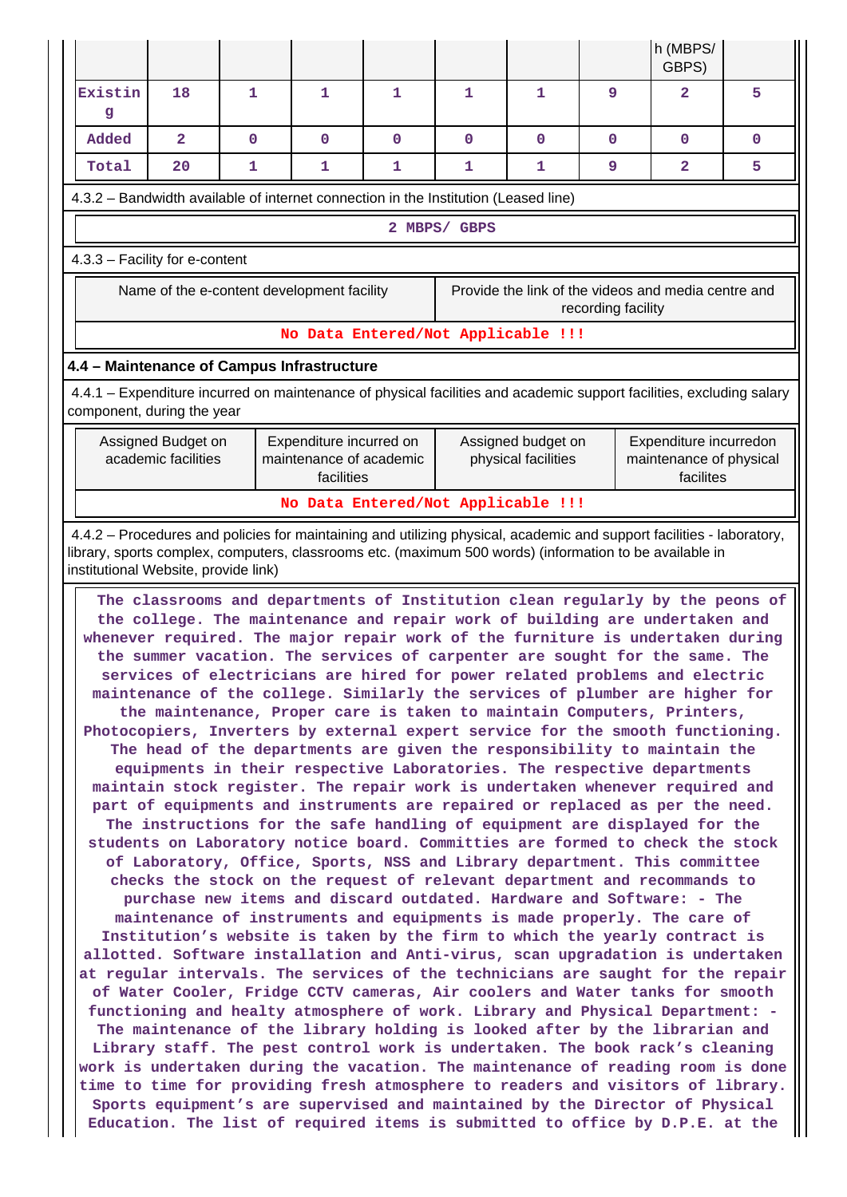| | | | | | | | | h (MBPS/ GBPS) | |
|---|---|---|---|---|---|---|---|---|---|
| Existing | 18 | 1 | 1 | 1 | 1 | 1 | 9 | 2 | 5 |
| Added | 2 | 0 | 0 | 0 | 0 | 0 | 0 | 0 | 0 |
| Total | 20 | 1 | 1 | 1 | 1 | 1 | 9 | 2 | 5 |

4.3.2 – Bandwidth available of internet connection in the Institution (Leased line)

2 MBPS/ GBPS

4.3.3 – Facility for e-content

| Name of the e-content development facility | Provide the link of the videos and media centre and recording facility |
|---|---|
| No Data Entered/Not Applicable !!! | |

**4.4 – Maintenance of Campus Infrastructure**

4.4.1 – Expenditure incurred on maintenance of physical facilities and academic support facilities, excluding salary component, during the year

| Assigned Budget on academic facilities | Expenditure incurred on maintenance of academic facilities | Assigned budget on physical facilities | Expenditure incurredon maintenance of physical facilites |
|---|---|---|---|
| No Data Entered/Not Applicable !!! | | | |

4.4.2 – Procedures and policies for maintaining and utilizing physical, academic and support facilities - laboratory, library, sports complex, computers, classrooms etc. (maximum 500 words) (information to be available in institutional Website, provide link)

The classrooms and departments of Institution clean regularly by the peons of the college. The maintenance and repair work of building are undertaken and whenever required. The major repair work of the furniture is undertaken during the summer vacation. The services of carpenter are sought for the same. The services of electricians are hired for power related problems and electric maintenance of the college. Similarly the services of plumber are higher for the maintenance, Proper care is taken to maintain Computers, Printers, Photocopiers, Inverters by external expert service for the smooth functioning. The head of the departments are given the responsibility to maintain the equipments in their respective Laboratories. The respective departments maintain stock register. The repair work is undertaken whenever required and part of equipments and instruments are repaired or replaced as per the need. The instructions for the safe handling of equipment are displayed for the students on Laboratory notice board. Committies are formed to check the stock of Laboratory, Office, Sports, NSS and Library department. This committee checks the stock on the request of relevant department and recommands to purchase new items and discard outdated. Hardware and Software: - The maintenance of instruments and equipments is made properly. The care of Institution's website is taken by the firm to which the yearly contract is allotted. Software installation and Anti-virus, scan upgradation is undertaken at regular intervals. The services of the technicians are saught for the repair of Water Cooler, Fridge CCTV cameras, Air coolers and Water tanks for smooth functioning and healty atmosphere of work. Library and Physical Department: - The maintenance of the library holding is looked after by the librarian and Library staff. The pest control work is undertaken. The book rack's cleaning work is undertaken during the vacation. The maintenance of reading room is done time to time for providing fresh atmosphere to readers and visitors of library. Sports equipment's are supervised and maintained by the Director of Physical Education. The list of required items is submitted to office by D.P.E. at the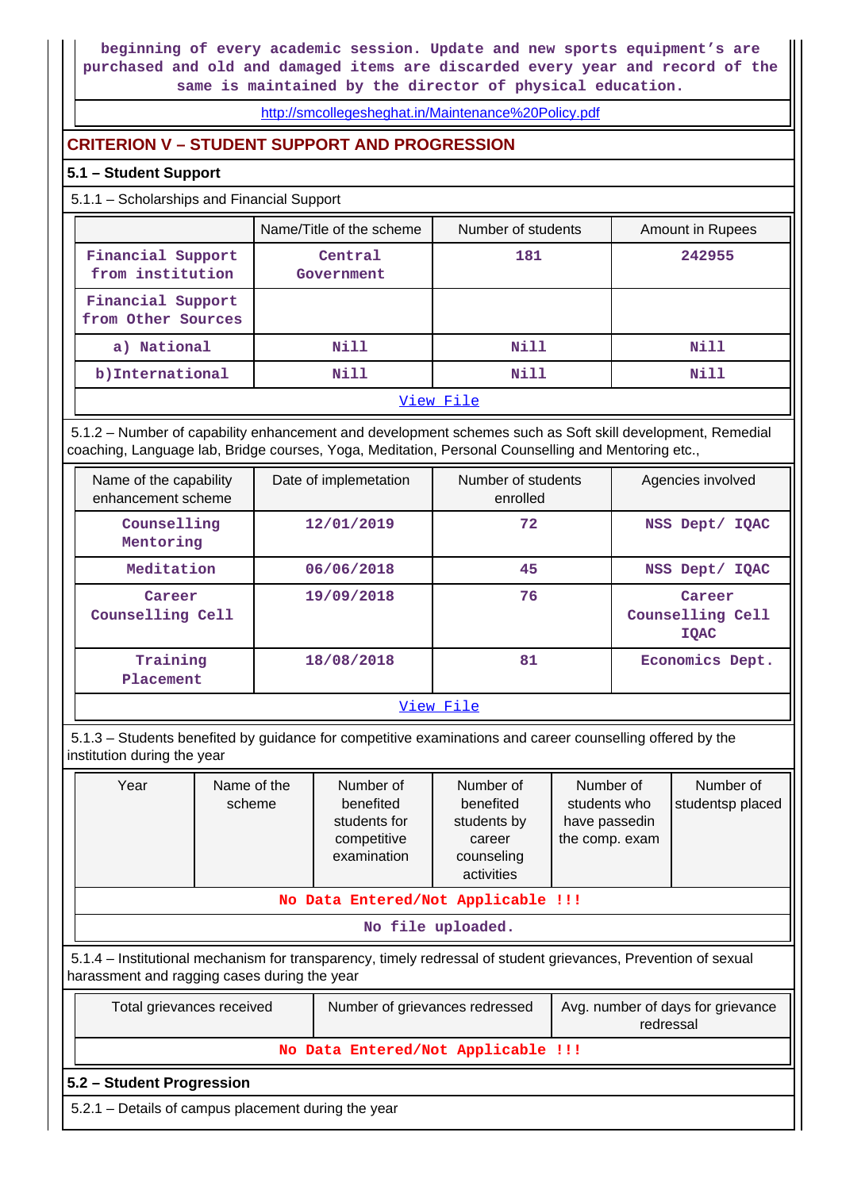beginning of every academic session. Update and new sports equipment's are purchased and old and damaged items are discarded every year and record of the same is maintained by the director of physical education.

http://smcollegesheghat.in/Maintenance%20Policy.pdf

## CRITERION V – STUDENT SUPPORT AND PROGRESSION

### 5.1 – Student Support

5.1.1 – Scholarships and Financial Support

| | Name/Title of the scheme | Number of students | Amount in Rupees |
|---|---|---|---|
| Financial Support from institution | Central Government | 181 | 242955 |
| Financial Support from Other Sources | | | |
| a) National | Nill | Nill | Nill |
| b)International | Nill | Nill | Nill |
| View File | | | |

5.1.2 – Number of capability enhancement and development schemes such as Soft skill development, Remedial coaching, Language lab, Bridge courses, Yoga, Meditation, Personal Counselling and Mentoring etc.,

| Name of the capability enhancement scheme | Date of implemetation | Number of students enrolled | Agencies involved |
|---|---|---|---|
| Counselling Mentoring | 12/01/2019 | 72 | NSS Dept/ IQAC |
| Meditation | 06/06/2018 | 45 | NSS Dept/ IQAC |
| Career Counselling Cell | 19/09/2018 | 76 | Career Counselling Cell IQAC |
| Training Placement | 18/08/2018 | 81 | Economics Dept. |
| View File | | | |

5.1.3 – Students benefited by guidance for competitive examinations and career counselling offered by the institution during the year

| Year | Name of the scheme | Number of benefited students for competitive examination | Number of benefited students by career counseling activities | Number of students who have passedin the comp. exam | Number of studentsp placed |
|---|---|---|---|---|---|
| No Data Entered/Not Applicable !!! | | | | | |
| No file uploaded. | | | | | |

5.1.4 – Institutional mechanism for transparency, timely redressal of student grievances, Prevention of sexual harassment and ragging cases during the year

| Total grievances received | Number of grievances redressed | Avg. number of days for grievance redressal |
|---|---|---|
| No Data Entered/Not Applicable !!! | | |

### 5.2 – Student Progression

5.2.1 – Details of campus placement during the year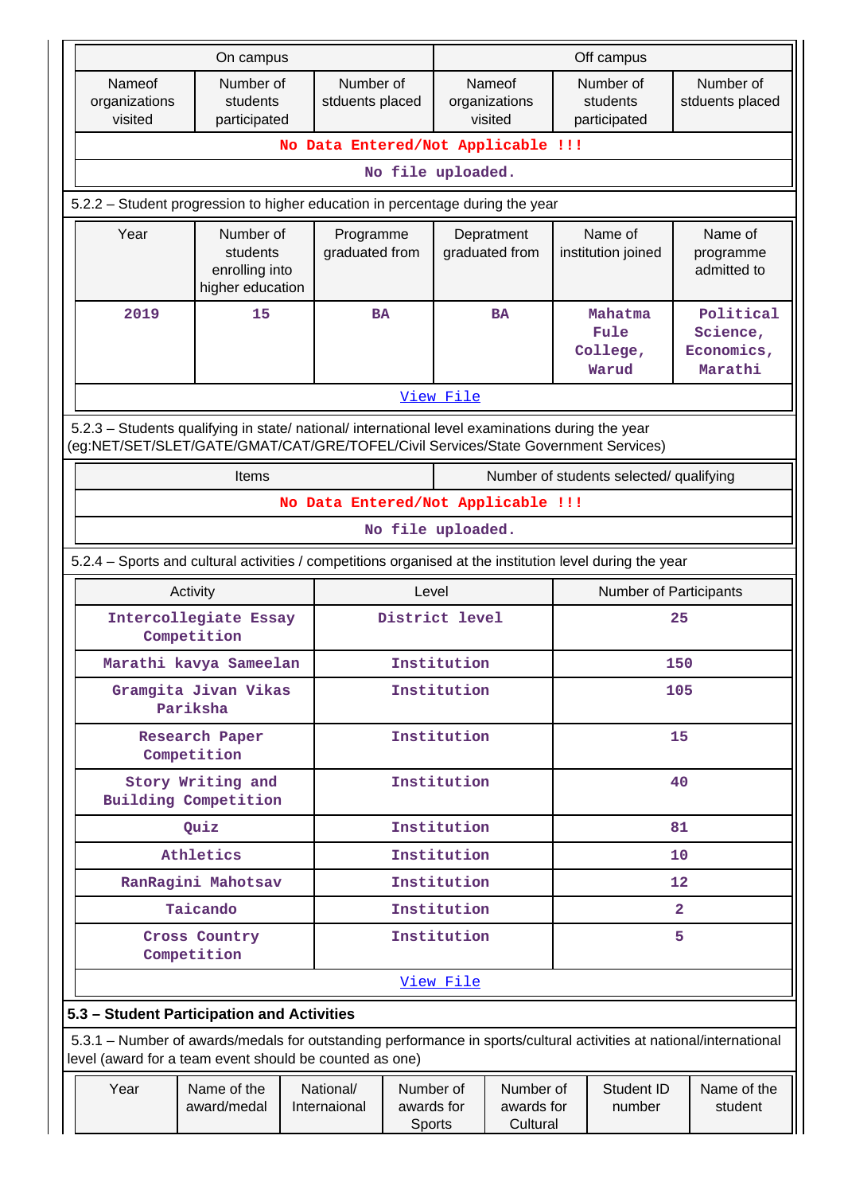| On campus | | | Off campus | | |
|---|---|---|---|---|---|
| Nameof organizations visited | Number of students participated | Number of stduents placed | Nameof organizations visited | Number of students participated | Number of stduents placed |
| No Data Entered/Not Applicable !!! | | | | | |
| No file uploaded. | | | | | |

5.2.2 – Student progression to higher education in percentage during the year

| Year | Number of students enrolling into higher education | Programme graduated from | Depratment graduated from | Name of institution joined | Name of programme admitted to |
|---|---|---|---|---|---|
| 2019 | 15 | BA | BA | Mahatma Fule College, Warud | Political Science, Economics, Marathi |
| View File | | | | | |

5.2.3 – Students qualifying in state/ national/ international level examinations during the year (eg:NET/SET/SLET/GATE/GMAT/CAT/GRE/TOFEL/Civil Services/State Government Services)

| Items | Number of students selected/ qualifying |
|---|---|
| No Data Entered/Not Applicable !!! | |
| No file uploaded. | |

5.2.4 – Sports and cultural activities / competitions organised at the institution level during the year

| Activity | Level | Number of Participants |
|---|---|---|
| Intercollegiate Essay Competition | District level | 25 |
| Marathi kavya Sameelan | Institution | 150 |
| Gramgita Jivan Vikas Pariksha | Institution | 105 |
| Research Paper Competition | Institution | 15 |
| Story Writing and Building Competition | Institution | 40 |
| Quiz | Institution | 81 |
| Athletics | Institution | 10 |
| RanRagini Mahotsav | Institution | 12 |
| Taicando | Institution | 2 |
| Cross Country Competition | Institution | 5 |
| View File | | |

### 5.3 – Student Participation and Activities

5.3.1 – Number of awards/medals for outstanding performance in sports/cultural activities at national/international level (award for a team event should be counted as one)

| Year | Name of the award/medal | National/ Internaional | Number of awards for Sports | Number of awards for Cultural | Student ID number | Name of the student |
|---|---|---|---|---|---|---|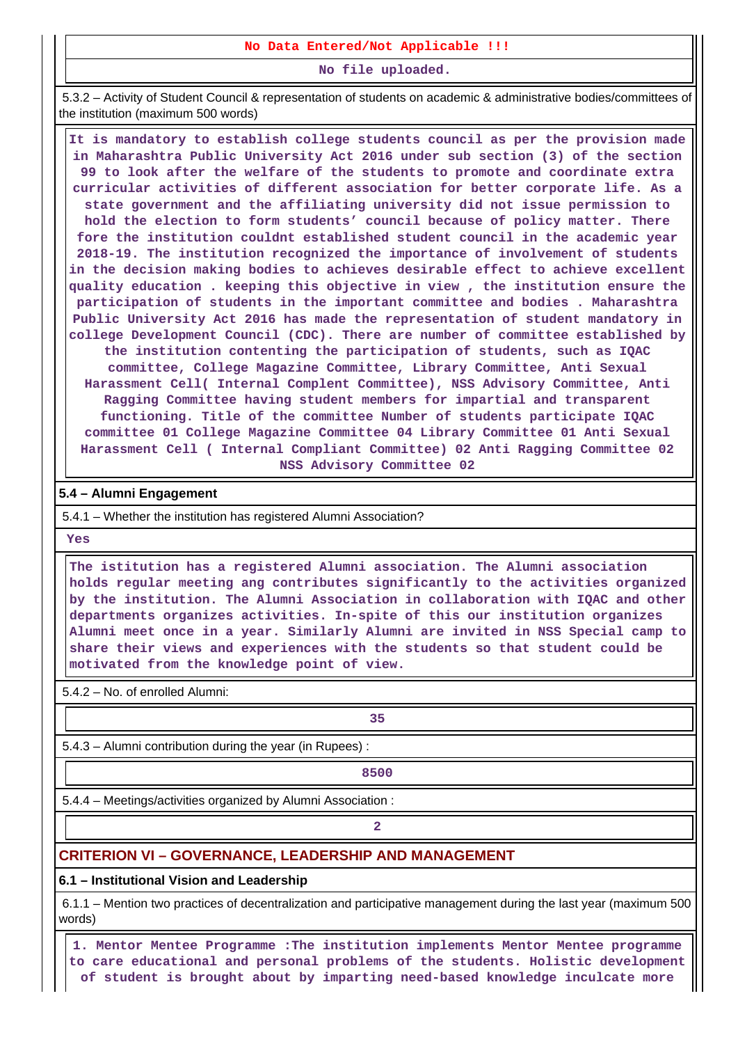No Data Entered/Not Applicable !!!

No file uploaded.

5.3.2 – Activity of Student Council & representation of students on academic & administrative bodies/committees of the institution (maximum 500 words)

It is mandatory to establish college students council as per the provision made in Maharashtra Public University Act 2016 under sub section (3) of the section 99 to look after the welfare of the students to promote and coordinate extra curricular activities of different association for better corporate life. As a state government and the affiliating university did not issue permission to hold the election to form students' council because of policy matter. There fore the institution couldnt established student council in the academic year 2018-19. The institution recognized the importance of involvement of students in the decision making bodies to achieves desirable effect to achieve excellent quality education . keeping this objective in view , the institution ensure the participation of students in the important committee and bodies . Maharashtra Public University Act 2016 has made the representation of student mandatory in college Development Council (CDC). There are number of committee established by the institution contenting the participation of students, such as IQAC committee, College Magazine Committee, Library Committee, Anti Sexual Harassment Cell( Internal Complent Committee), NSS Advisory Committee, Anti Ragging Committee having student members for impartial and transparent functioning. Title of the committee Number of students participate IQAC committee 01 College Magazine Committee 04 Library Committee 01 Anti Sexual Harassment Cell ( Internal Compliant Committee) 02 Anti Ragging Committee 02 NSS Advisory Committee 02

## 5.4 – Alumni Engagement

5.4.1 – Whether the institution has registered Alumni Association?

Yes

The istitution has a registered Alumni association. The Alumni association holds regular meeting ang contributes significantly to the activities organized by the institution. The Alumni Association in collaboration with IQAC and other departments organizes activities. In-spite of this our institution organizes Alumni meet once in a year. Similarly Alumni are invited in NSS Special camp to share their views and experiences with the students so that student could be motivated from the knowledge point of view.

5.4.2 – No. of enrolled Alumni:

35

5.4.3 – Alumni contribution during the year (in Rupees) :

8500

5.4.4 – Meetings/activities organized by Alumni Association :

2

# CRITERION VI – GOVERNANCE, LEADERSHIP AND MANAGEMENT

## 6.1 – Institutional Vision and Leadership

6.1.1 – Mention two practices of decentralization and participative management during the last year (maximum 500 words)

1. Mentor Mentee Programme :The institution implements Mentor Mentee programme to care educational and personal problems of the students. Holistic development of student is brought about by imparting need-based knowledge inculcate more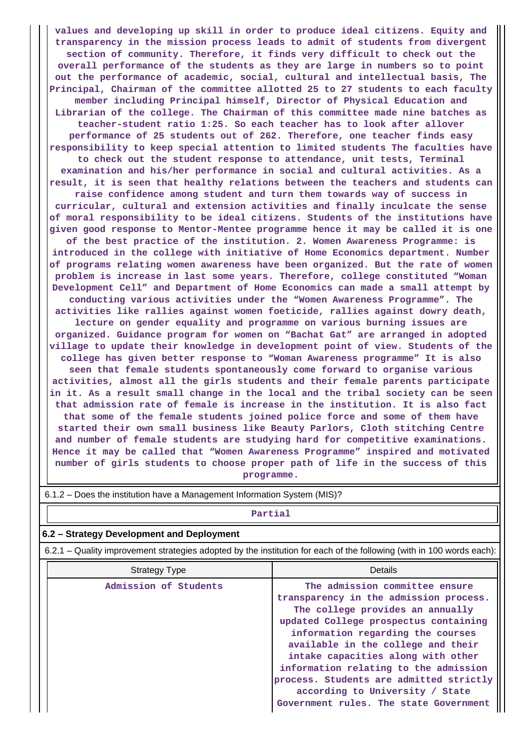values and developing up skill in order to produce ideal citizens. Equity and transparency in the mission process leads to admit of students from divergent section of community. Therefore, it finds very difficult to check out the overall performance of the students as they are large in numbers so to point out the performance of academic, social, cultural and intellectual basis, The Principal, Chairman of the committee allotted 25 to 27 students to each faculty member including Principal himself, Director of Physical Education and Librarian of the college. The Chairman of this committee made nine batches as teacher-student ratio 1:25. So each teacher has to look after allover performance of 25 students out of 262. Therefore, one teacher finds easy responsibility to keep special attention to limited students The faculties have to check out the student response to attendance, unit tests, Terminal examination and his/her performance in social and cultural activities. As a result, it is seen that healthy relations between the teachers and students can raise confidence among student and turn them towards way of success in curricular, cultural and extension activities and finally inculcate the sense of moral responsibility to be ideal citizens. Students of the institutions have given good response to Mentor-Mentee programme hence it may be called it is one of the best practice of the institution. 2. Women Awareness Programme: is introduced in the college with initiative of Home Economics department. Number of programs relating women awareness have been organized. But the rate of women problem is increase in last some years. Therefore, college constituted “Woman Development Cell” and Department of Home Economics can made a small attempt by conducting various activities under the “Women Awareness Programme”. The activities like rallies against women foeticide, rallies against dowry death, lecture on gender equality and programme on various burning issues are organized. Guidance program for women on “Bachat Gat” are arranged in adopted village to update their knowledge in development point of view. Students of the college has given better response to “Woman Awareness programme” It is also seen that female students spontaneously come forward to organise various activities, almost all the girls students and their female parents participate in it. As a result small change in the local and the tribal society can be seen that admission rate of female is increase in the institution. It is also fact that some of the female students joined police force and some of them have started their own small business like Beauty Parlors, Cloth stitching Centre and number of female students are studying hard for competitive examinations. Hence it may be called that “Women Awareness Programme” inspired and motivated number of girls students to choose proper path of life in the success of this programme.

6.1.2 – Does the institution have a Management Information System (MIS)?

Partial

**6.2 – Strategy Development and Deployment**

6.2.1 – Quality improvement strategies adopted by the institution for each of the following (with in 100 words each):

| Strategy Type | Details |
|---|---|
| Admission of Students | The admission committee ensure transparency in the admission process. The college provides an annually updated College prospectus containing information regarding the courses available in the college and their intake capacities along with other information relating to the admission process. Students are admitted strictly according to University / State Government rules. The state Government |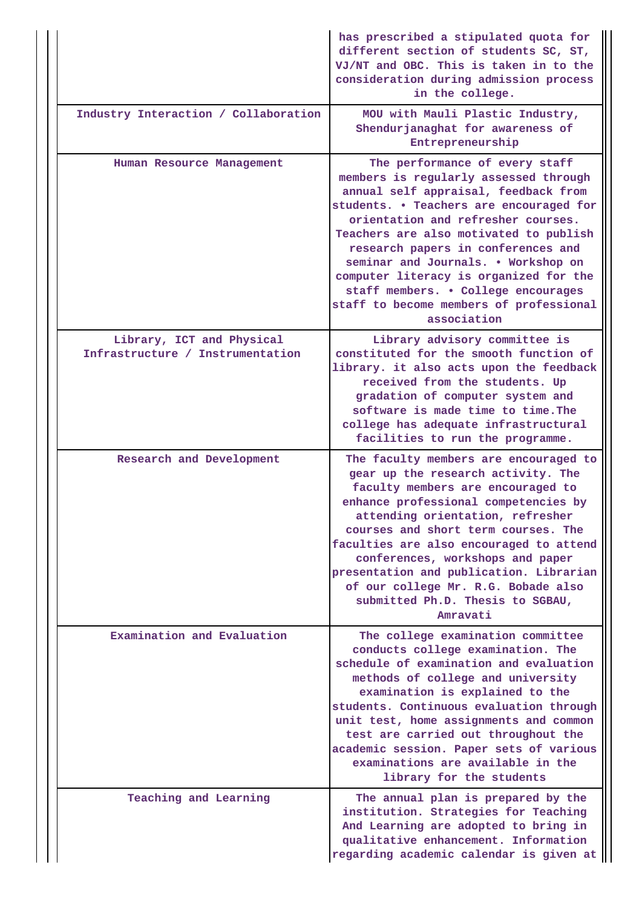|  |  |
|---|---|
|  | has prescribed a stipulated quota for different section of students SC, ST, VJ/NT and OBC. This is taken in to the consideration during admission process in the college. |
| Industry Interaction / Collaboration | MOU with Mauli Plastic Industry, Shendurjanaghat for awareness of Entrepreneurship |
| Human Resource Management | The performance of every staff members is regularly assessed through annual self appraisal, feedback from students. • Teachers are encouraged for orientation and refresher courses. Teachers are also motivated to publish research papers in conferences and seminar and Journals. • Workshop on computer literacy is organized for the staff members. • College encourages staff to become members of professional association |
| Library, ICT and Physical Infrastructure / Instrumentation | Library advisory committee is constituted for the smooth function of library. it also acts upon the feedback received from the students. Up gradation of computer system and software is made time to time.The college has adequate infrastructural facilities to run the programme. |
| Research and Development | The faculty members are encouraged to gear up the research activity. The faculty members are encouraged to enhance professional competencies by attending orientation, refresher courses and short term courses. The faculties are also encouraged to attend conferences, workshops and paper presentation and publication. Librarian of our college Mr. R.G. Bobade also submitted Ph.D. Thesis to SGBAU, Amravati |
| Examination and Evaluation | The college examination committee conducts college examination. The schedule of examination and evaluation methods of college and university examination is explained to the students. Continuous evaluation through unit test, home assignments and common test are carried out throughout the academic session. Paper sets of various examinations are available in the library for the students |
| Teaching and Learning | The annual plan is prepared by the institution. Strategies for Teaching And Learning are adopted to bring in qualitative enhancement. Information regarding academic calendar is given at |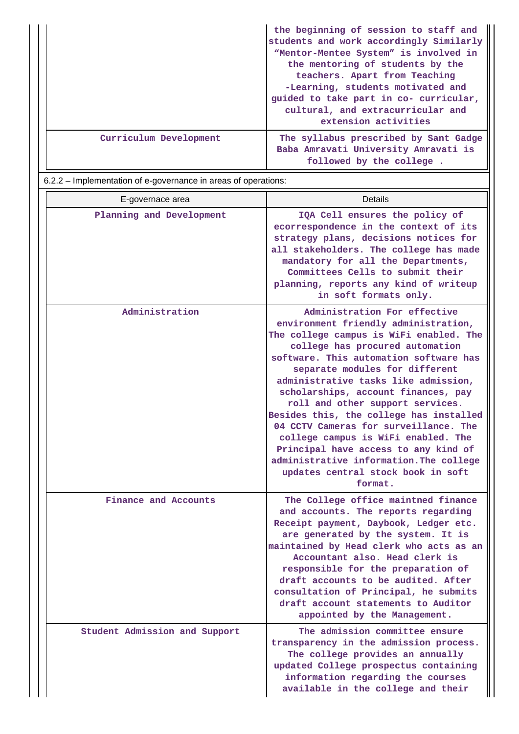| | |
|---|---|
| | the beginning of session to staff and students and work accordingly Similarly “Mentor-Mentee System” is involved in the mentoring of students by the teachers. Apart from Teaching -Learning, students motivated and guided to take part in co- curricular, cultural, and extracurricular and extension activities |
| Curriculum Development | The syllabus prescribed by Sant Gadge Baba Amravati University Amravati is followed by the college . |

6.2.2 – Implementation of e-governance in areas of operations:

| E-governace area | Details |
|---|---|
| Planning and Development | IQA Cell ensures the policy of ecorrespondence in the context of its strategy plans, decisions notices for all stakeholders. The college has made mandatory for all the Departments, Committees Cells to submit their planning, reports any kind of writeup in soft formats only. |
| Administration | Administration For effective environment friendly administration, The college campus is WiFi enabled. The college has procured automation software. This automation software has separate modules for different administrative tasks like admission, scholarships, account finances, pay roll and other support services. Besides this, the college has installed 04 CCTV Cameras for surveillance. The college campus is WiFi enabled. The Principal have access to any kind of administrative information.The college updates central stock book in soft format. |
| Finance and Accounts | The College office maintned finance and accounts. The reports regarding Receipt payment, Daybook, Ledger etc. are generated by the system. It is maintained by Head clerk who acts as an Accountant also. Head clerk is responsible for the preparation of draft accounts to be audited. After consultation of Principal, he submits draft account statements to Auditor appointed by the Management. |
| Student Admission and Support | The admission committee ensure transparency in the admission process. The college provides an annually updated College prospectus containing information regarding the courses available in the college and their |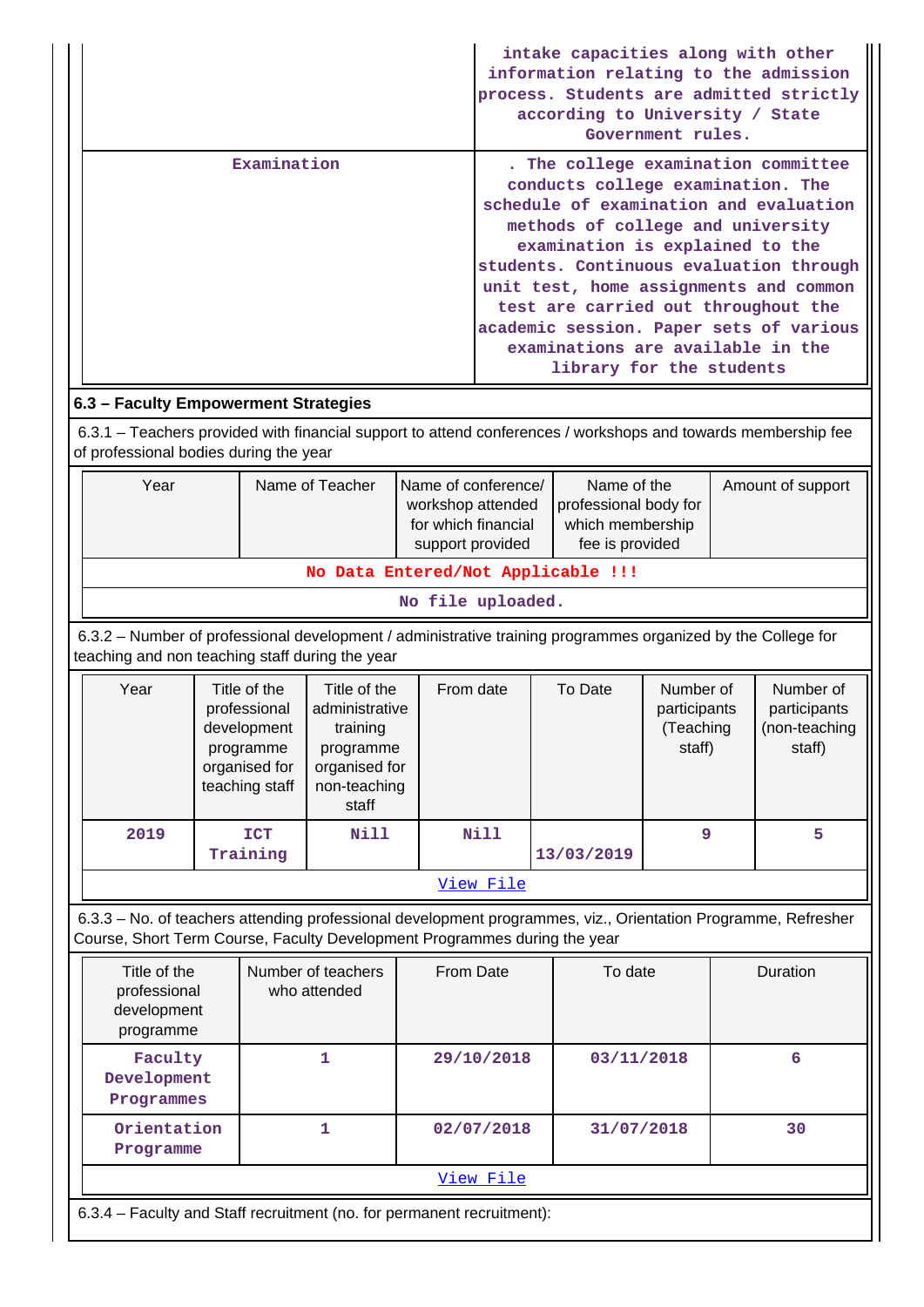| | |
|---|---|
| | intake capacities along with other information relating to the admission process. Students are admitted strictly according to University / State Government rules. |
| Examination | . The college examination committee conducts college examination. The schedule of examination and evaluation methods of college and university examination is explained to the students. Continuous evaluation through unit test, home assignments and common test are carried out throughout the academic session. Paper sets of various examinations are available in the library for the students |

## 6.3 – Faculty Empowerment Strategies

6.3.1 – Teachers provided with financial support to attend conferences / workshops and towards membership fee of professional bodies during the year

| Year | Name of Teacher | Name of conference/ workshop attended for which financial support provided | Name of the professional body for which membership fee is provided | Amount of support |
|---|---|---|---|---|
| No Data Entered/Not Applicable !!! | | | | |
| No file uploaded. | | | | |

6.3.2 – Number of professional development / administrative training programmes organized by the College for teaching and non teaching staff during the year

| Year | Title of the professional development programme organised for teaching staff | Title of the administrative training programme organised for non-teaching staff | From date | To Date | Number of participants (Teaching staff) | Number of participants (non-teaching staff) |
|---|---|---|---|---|---|---|
| 2019 | ICT Training | Nill | Nill | 13/03/2019 | 9 | 5 |
| View File | | | | | | |

6.3.3 – No. of teachers attending professional development programmes, viz., Orientation Programme, Refresher Course, Short Term Course, Faculty Development Programmes during the year

| Title of the professional development programme | Number of teachers who attended | From Date | To date | Duration |
|---|---|---|---|---|
| Faculty Development Programmes | 1 | 29/10/2018 | 03/11/2018 | 6 |
| Orientation Programme | 1 | 02/07/2018 | 31/07/2018 | 30 |
| View File | | | | |

6.3.4 – Faculty and Staff recruitment (no. for permanent recruitment):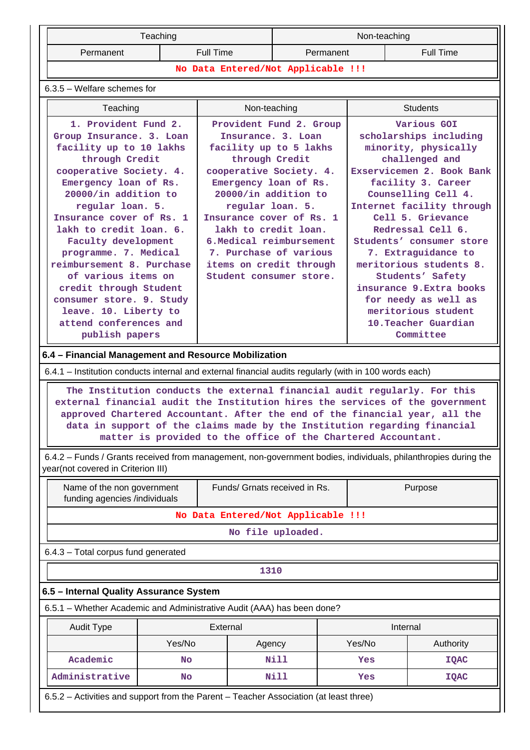| Teaching | | Non-teaching | |
|---|---|---|---|
| Permanent | Full Time | Permanent | Full Time |
| No Data Entered/Not Applicable !!! | | | |

6.3.5 – Welfare schemes for

| Teaching | Non-teaching | Students |
|---|---|---|
| 1. Provident Fund 2. Group Insurance. 3. Loan facility up to 10 lakhs through Credit cooperative Society. 4. Emergency loan of Rs. 20000/in addition to regular loan. 5. Insurance cover of Rs. 1 lakh to credit loan. 6. Faculty development programme. 7. Medical reimbursement 8. Purchase of various items on credit through Student consumer store. 9. Study leave. 10. Liberty to attend conferences and publish papers | Provident Fund 2. Group Insurance. 3. Loan facility up to 5 lakhs through Credit cooperative Society. 4. Emergency loan of Rs. 20000/in addition to regular loan. 5. Insurance cover of Rs. 1 lakh to credit loan. 6.Medical reimbursement 7. Purchase of various items on credit through Student consumer store. | Various GOI scholarships including minority, physically challenged and Exservicemen 2. Book Bank facility 3. Career Counselling Cell 4. Internet facility through Cell 5. Grievance Redressal Cell 6. Students' consumer store 7. Extraguidance to meritorious students 8. Students' Safety insurance 9.Extra books for needy as well as meritorious student 10.Teacher Guardian Committee |

**6.4 – Financial Management and Resource Mobilization**

6.4.1 – Institution conducts internal and external financial audits regularly (with in 100 words each)

The Institution conducts the external financial audit regularly. For this external financial audit the Institution hires the services of the government approved Chartered Accountant. After the end of the financial year, all the data in support of the claims made by the Institution regarding financial matter is provided to the office of the Chartered Accountant.

6.4.2 – Funds / Grants received from management, non-government bodies, individuals, philanthropies during the year(not covered in Criterion III)

| Name of the non government funding agencies /individuals | Funds/ Grnats received in Rs. | Purpose |
|---|---|---|
| No Data Entered/Not Applicable !!! | | |
| No file uploaded. | | |

6.4.3 – Total corpus fund generated

1310

**6.5 – Internal Quality Assurance System**

6.5.1 – Whether Academic and Administrative Audit (AAA) has been done?

| Audit Type | External | | Internal | |
|---|---|---|---|---|
| | Yes/No | Agency | Yes/No | Authority |
| Academic | No | Nill | Yes | IQAC |
| Administrative | No | Nill | Yes | IQAC |

6.5.2 – Activities and support from the Parent – Teacher Association (at least three)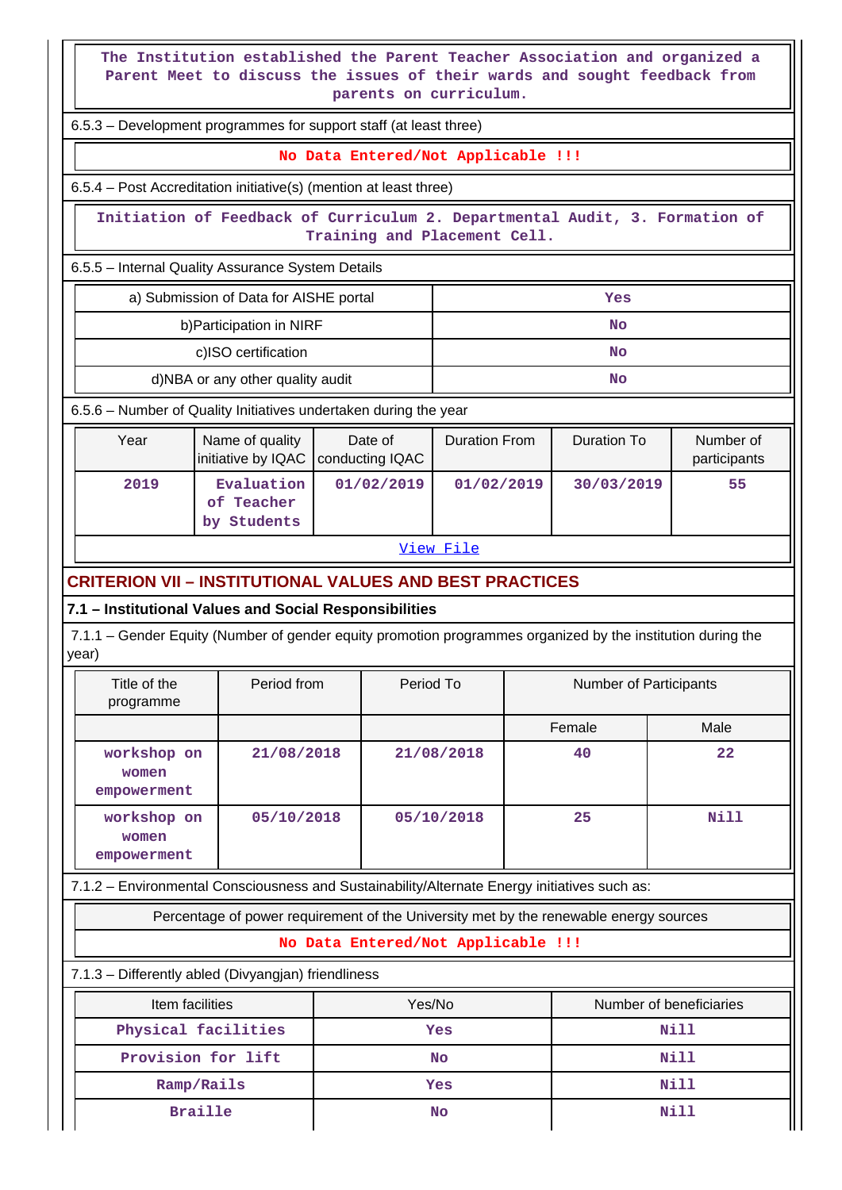The Institution established the Parent Teacher Association and organized a Parent Meet to discuss the issues of their wards and sought feedback from parents on curriculum.

6.5.3 – Development programmes for support staff (at least three)

No Data Entered/Not Applicable !!!

6.5.4 – Post Accreditation initiative(s) (mention at least three)

Initiation of Feedback of Curriculum 2. Departmental Audit, 3. Formation of Training and Placement Cell.

6.5.5 – Internal Quality Assurance System Details

| | |
|---|---|
| a) Submission of Data for AISHE portal | Yes |
| b)Participation in NIRF | No |
| c)ISO certification | No |
| d)NBA or any other quality audit | No |

6.5.6 – Number of Quality Initiatives undertaken during the year

| Year | Name of quality initiative by IQAC | Date of conducting IQAC | Duration From | Duration To | Number of participants |
|---|---|---|---|---|---|
| 2019 | Evaluation of Teacher by Students | 01/02/2019 | 01/02/2019 | 30/03/2019 | 55 |

View File

## CRITERION VII – INSTITUTIONAL VALUES AND BEST PRACTICES

### 7.1 – Institutional Values and Social Responsibilities

7.1.1 – Gender Equity (Number of gender equity promotion programmes organized by the institution during the year)

| Title of the programme | Period from | Period To | Number of Participants | |
|---|---|---|---|---|
| | | | Female | Male |
| workshop on women empowerment | 21/08/2018 | 21/08/2018 | 40 | 22 |
| workshop on women empowerment | 05/10/2018 | 05/10/2018 | 25 | Nill |

7.1.2 – Environmental Consciousness and Sustainability/Alternate Energy initiatives such as:

Percentage of power requirement of the University met by the renewable energy sources

No Data Entered/Not Applicable !!!

7.1.3 – Differently abled (Divyangjan) friendliness

| Item facilities | Yes/No | Number of beneficiaries |
|---|---|---|
| Physical facilities | Yes | Nill |
| Provision for lift | No | Nill |
| Ramp/Rails | Yes | Nill |
| Braille | No | Nill |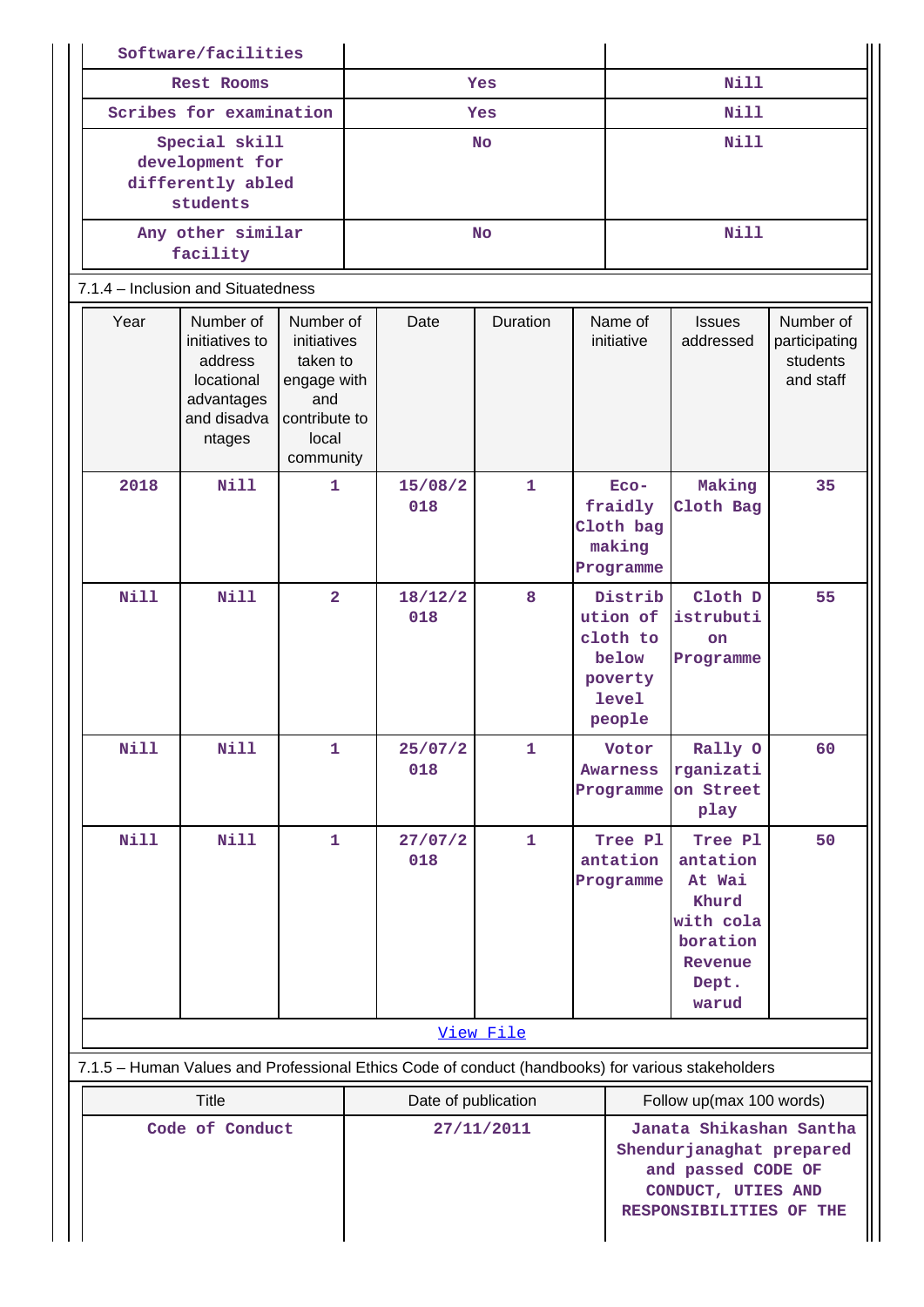| Software/facilities | | |
|---|---|---|
| Rest Rooms | Yes | Nill |
| Scribes for examination | Yes | Nill |
| Special skill development for differently abled students | No | Nill |
| Any other similar facility | No | Nill |

7.1.4 – Inclusion and Situatedness

| Year | Number of initiatives to address locational advantages and disadvantages | Number of initiatives taken to engage with and contribute to local community | Date | Duration | Name of initiative | Issues addressed | Number of participating students and staff |
|---|---|---|---|---|---|---|---|
| 2018 | Nill | 1 | 15/08/2018 | 1 | Eco-fraidly Cloth bag making Programme | Making Cloth Bag | 35 |
| Nill | Nill | 2 | 18/12/2018 | 8 | Distribution of cloth to below poverty level people | Cloth Distribution Programme | 55 |
| Nill | Nill | 1 | 25/07/2018 | 1 | Votor Awarness Programme | Rally Organization Street play | 60 |
| Nill | Nill | 1 | 27/07/2018 | 1 | Tree Plantation Programme | Tree Plantation At Wai Khurd with colaboration Revenue Dept. warud | 50 |

View File

7.1.5 – Human Values and Professional Ethics Code of conduct (handbooks) for various stakeholders

| Title | Date of publication | Follow up(max 100 words) |
|---|---|---|
| Code of Conduct | 27/11/2011 | Janata Shikashan Santha Shendurjanaghat prepared and passed CODE OF CONDUCT, UTIES AND RESPONSIBILITIES OF THE |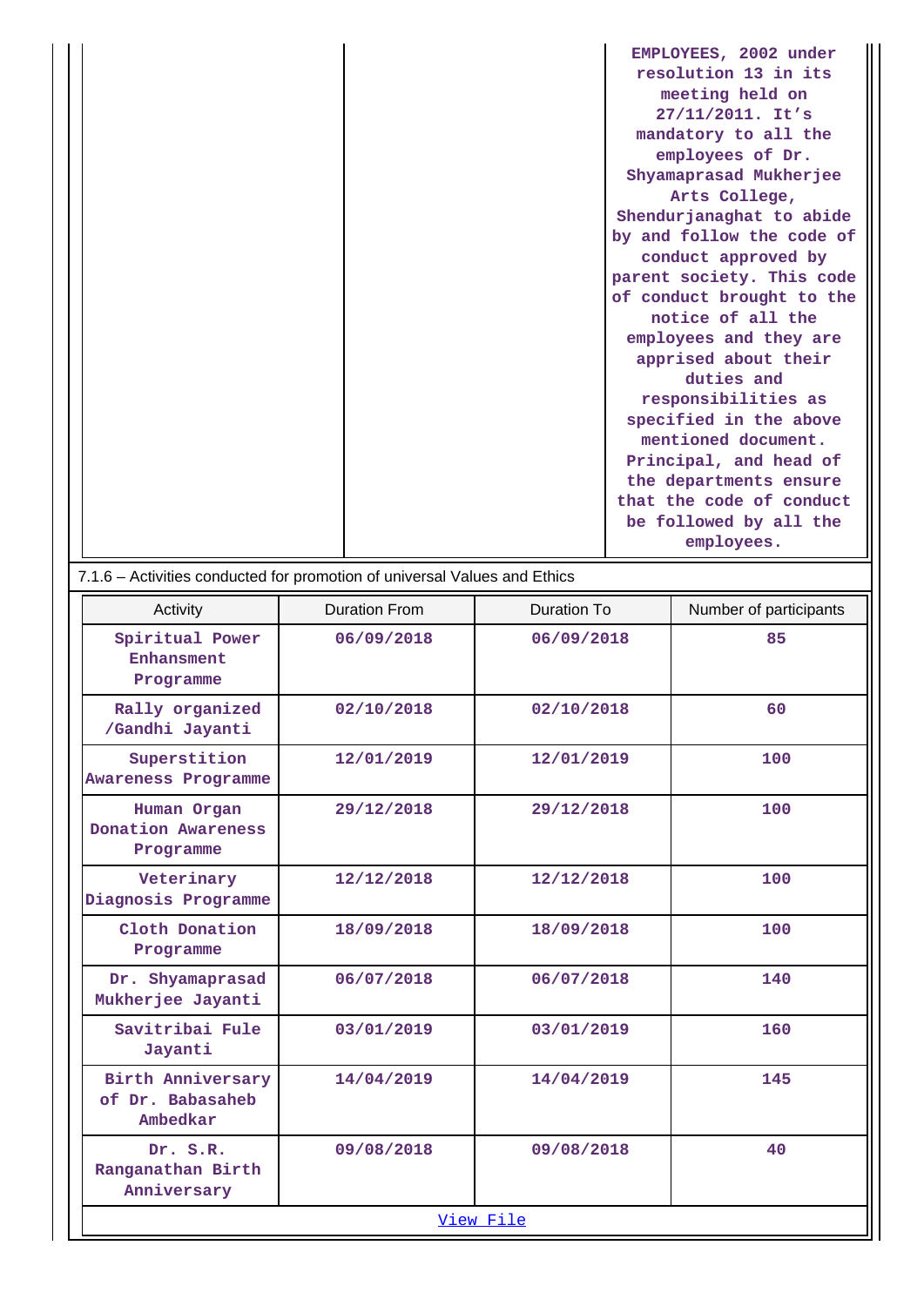| | | |
|---|---|---|
| | | EMPLOYEES, 2002 under resolution 13 in its meeting held on 27/11/2011. It's mandatory to all the employees of Dr. Shyamaprasad Mukherjee Arts College, Shendurjanaghat to abide by and follow the code of conduct approved by parent society. This code of conduct brought to the notice of all the employees and they are apprised about their duties and responsibilities as specified in the above mentioned document. Principal, and head of the departments ensure that the code of conduct be followed by all the employees. |

7.1.6 – Activities conducted for promotion of universal Values and Ethics

| Activity | Duration From | Duration To | Number of participants |
|---|---|---|---|
| Spiritual Power Enhansment Programme | 06/09/2018 | 06/09/2018 | 85 |
| Rally organized /Gandhi Jayanti | 02/10/2018 | 02/10/2018 | 60 |
| Superstition Awareness Programme | 12/01/2019 | 12/01/2019 | 100 |
| Human Organ Donation Awareness Programme | 29/12/2018 | 29/12/2018 | 100 |
| Veterinary Diagnosis Programme | 12/12/2018 | 12/12/2018 | 100 |
| Cloth Donation Programme | 18/09/2018 | 18/09/2018 | 100 |
| Dr. Shyamaprasad Mukherjee Jayanti | 06/07/2018 | 06/07/2018 | 140 |
| Savitribai Fule Jayanti | 03/01/2019 | 03/01/2019 | 160 |
| Birth Anniversary of Dr. Babasaheb Ambedkar | 14/04/2019 | 14/04/2019 | 145 |
| Dr. S.R. Ranganathan Birth Anniversary | 09/08/2018 | 09/08/2018 | 40 |

View File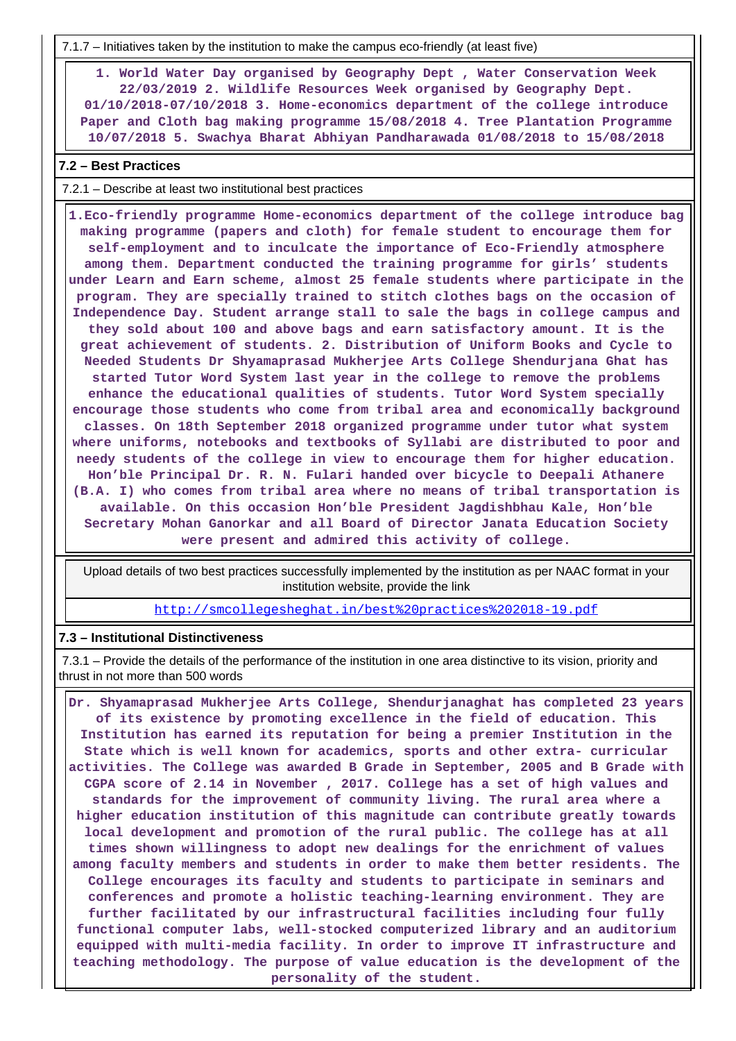7.1.7 – Initiatives taken by the institution to make the campus eco-friendly (at least five)

1. World Water Day organised by Geography Dept , Water Conservation Week 22/03/2019 2. Wildlife Resources Week organised by Geography Dept. 01/10/2018-07/10/2018 3. Home-economics department of the college introduce Paper and Cloth bag making programme 15/08/2018 4. Tree Plantation Programme 10/07/2018 5. Swachya Bharat Abhiyan Pandharawada 01/08/2018 to 15/08/2018

## 7.2 – Best Practices

7.2.1 – Describe at least two institutional best practices

1.Eco-friendly programme Home-economics department of the college introduce bag making programme (papers and cloth) for female student to encourage them for self-employment and to inculcate the importance of Eco-Friendly atmosphere among them. Department conducted the training programme for girls' students under Learn and Earn scheme, almost 25 female students where participate in the program. They are specially trained to stitch clothes bags on the occasion of Independence Day. Student arrange stall to sale the bags in college campus and they sold about 100 and above bags and earn satisfactory amount. It is the great achievement of students. 2. Distribution of Uniform Books and Cycle to Needed Students Dr Shyamaprasad Mukherjee Arts College Shendurjana Ghat has started Tutor Word System last year in the college to remove the problems enhance the educational qualities of students. Tutor Word System specially encourage those students who come from tribal area and economically background classes. On 18th September 2018 organized programme under tutor what system where uniforms, notebooks and textbooks of Syllabi are distributed to poor and needy students of the college in view to encourage them for higher education. Hon'ble Principal Dr. R. N. Fulari handed over bicycle to Deepali Athanere (B.A. I) who comes from tribal area where no means of tribal transportation is available. On this occasion Hon'ble President Jagdishbhau Kale, Hon'ble Secretary Mohan Ganorkar and all Board of Director Janata Education Society were present and admired this activity of college.

Upload details of two best practices successfully implemented by the institution as per NAAC format in your institution website, provide the link

http://smcollegesheghat.in/best%20practices%202018-19.pdf

## 7.3 – Institutional Distinctiveness

7.3.1 – Provide the details of the performance of the institution in one area distinctive to its vision, priority and thrust in not more than 500 words

Dr. Shyamaprasad Mukherjee Arts College, Shendurjanaghat has completed 23 years of its existence by promoting excellence in the field of education. This Institution has earned its reputation for being a premier Institution in the State which is well known for academics, sports and other extra- curricular activities. The College was awarded B Grade in September, 2005 and B Grade with CGPA score of 2.14 in November , 2017. College has a set of high values and standards for the improvement of community living. The rural area where a higher education institution of this magnitude can contribute greatly towards local development and promotion of the rural public. The college has at all times shown willingness to adopt new dealings for the enrichment of values among faculty members and students in order to make them better residents. The College encourages its faculty and students to participate in seminars and conferences and promote a holistic teaching-learning environment. They are further facilitated by our infrastructural facilities including four fully functional computer labs, well-stocked computerized library and an auditorium equipped with multi-media facility. In order to improve IT infrastructure and teaching methodology. The purpose of value education is the development of the personality of the student.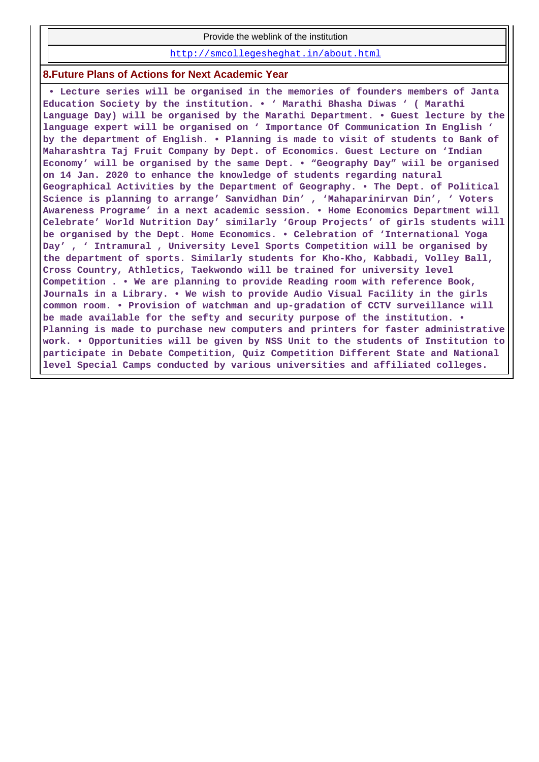| Provide the weblink of the institution |
| --- |
| http://smcollegesheghat.in/about.html |

## 8.Future Plans of Actions for Next Academic Year

• Lecture series will be organised in the memories of founders members of Janta Education Society by the institution. • ' Marathi Bhasha Diwas ' ( Marathi Language Day) will be organised by the Marathi Department. • Guest lecture by the language expert will be organised on ' Importance Of Communication In English ' by the department of English. • Planning is made to visit of students to Bank of Maharashtra Taj Fruit Company by Dept. of Economics. Guest Lecture on 'Indian Economy' will be organised by the same Dept. • "Geography Day" wiil be organised on 14 Jan. 2020 to enhance the knowledge of students regarding natural Geographical Activities by the Department of Geography. • The Dept. of Political Science is planning to arrange' Sanvidhan Din' , 'Mahaparinirvan Din', ' Voters Awareness Programe' in a next academic session. • Home Economics Department will Celebrate' World Nutrition Day' similarly 'Group Projects' of girls students will be organised by the Dept. Home Economics. • Celebration of 'International Yoga Day' , ' Intramural , University Level Sports Competition will be organised by the department of sports. Similarly students for Kho-Kho, Kabbadi, Volley Ball, Cross Country, Athletics, Taekwondo will be trained for university level Competition . • We are planning to provide Reading room with reference Book, Journals in a Library. • We wish to provide Audio Visual Facility in the girls common room. • Provision of watchman and up-gradation of CCTV surveillance will be made available for the sefty and security purpose of the institution. • Planning is made to purchase new computers and printers for faster administrative work. • Opportunities will be given by NSS Unit to the students of Institution to participate in Debate Competition, Quiz Competition Different State and National level Special Camps conducted by various universities and affiliated colleges.